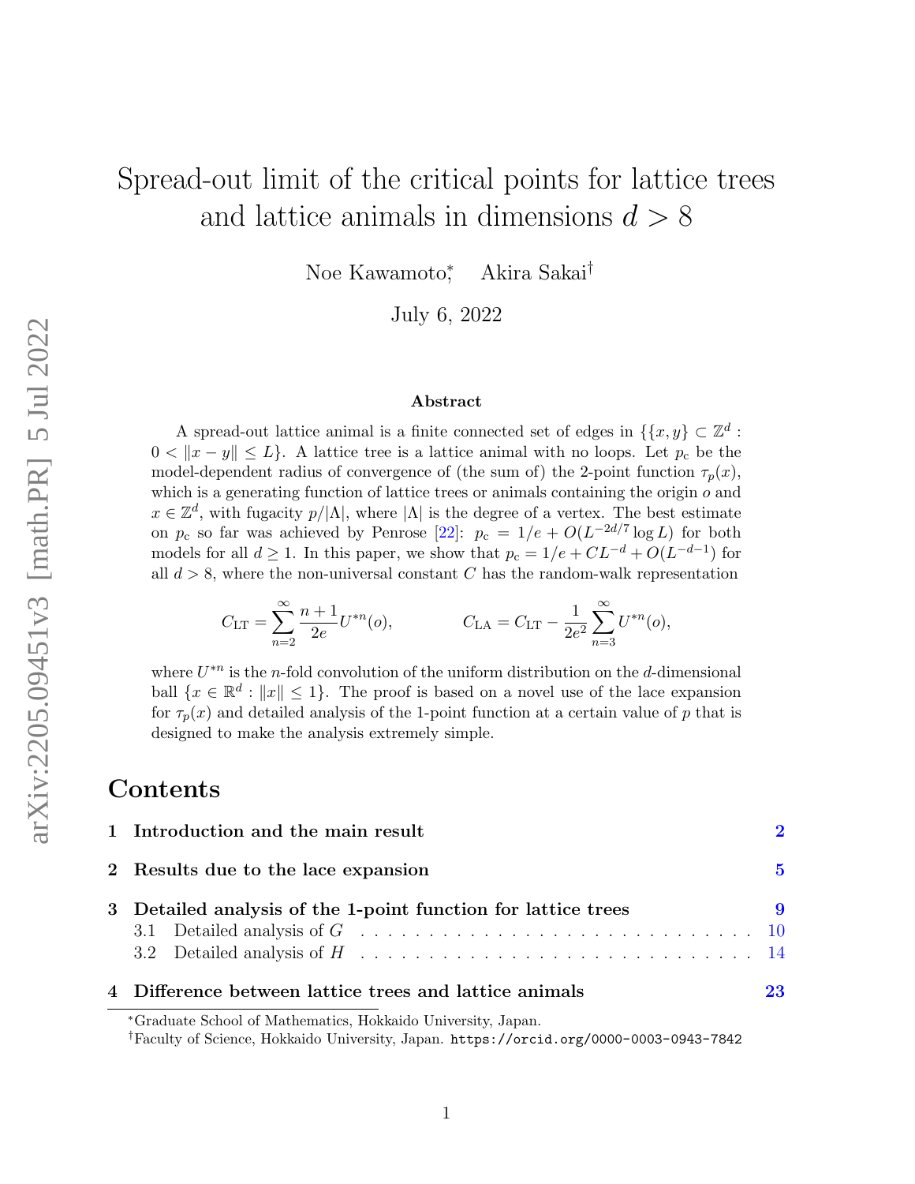# Spread-out limit of the critical points for lattice trees and lattice animals in dimensions $d > 8$

Noe Kawamoto[*], Akira Sakai[†]

July 6, 2022

### Abstract

A spread-out lattice animal is a finite connected set of edges in $\{\{x, y\} \subset \mathbb{Z}^d : 0 < \|x - y\| \leq L\}$. A lattice tree is a lattice animal with no loops. Let $p_c$ be the model-dependent radius of convergence of (the sum of) the 2-point function $\tau_p(x)$, which is a generating function of lattice trees or animals containing the origin $o$ and $x \in \mathbb{Z}^d$, with fugacity $p/|\Lambda|$, where $|\Lambda|$ is the degree of a vertex. The best estimate on $p_c$ so far was achieved by Penrose [22]: $p_c = 1/e + O(L^{-2d/7} \log L)$ for both models for all $d \geq 1$. In this paper, we show that $p_c = 1/e + CL^{-d} + O(L^{-d-1})$ for all $d > 8$, where the non-universal constant $C$ has the random-walk representation

$$C_{\text{LT}} = \sum_{n=2}^{\infty} \frac{n+1}{2e} U^{*n}(o), \qquad C_{\text{LA}} = C_{\text{LT}} - \frac{1}{2e^2} \sum_{n=3}^{\infty} U^{*n}(o),$$

where $U^{*n}$ is the $n$-fold convolution of the uniform distribution on the $d$-dimensional ball $\{x \in \mathbb{R}^d : \|x\| \leq 1\}$. The proof is based on a novel use of the lace expansion for $\tau_p(x)$ and detailed analysis of the 1-point function at a certain value of $p$ that is designed to make the analysis extremely simple.

## Contents

1 Introduction and the main result — 2

2 Results due to the lace expansion — 5

3 Detailed analysis of the 1-point function for lattice trees — 9
- 3.1 Detailed analysis of $G$ — 10
- 3.2 Detailed analysis of $H$ — 14

4 Difference between lattice trees and lattice animals — 23

---

[*]Graduate School of Mathematics, Hokkaido University, Japan.

[†]Faculty of Science, Hokkaido University, Japan. https://orcid.org/0000-0003-0943-7842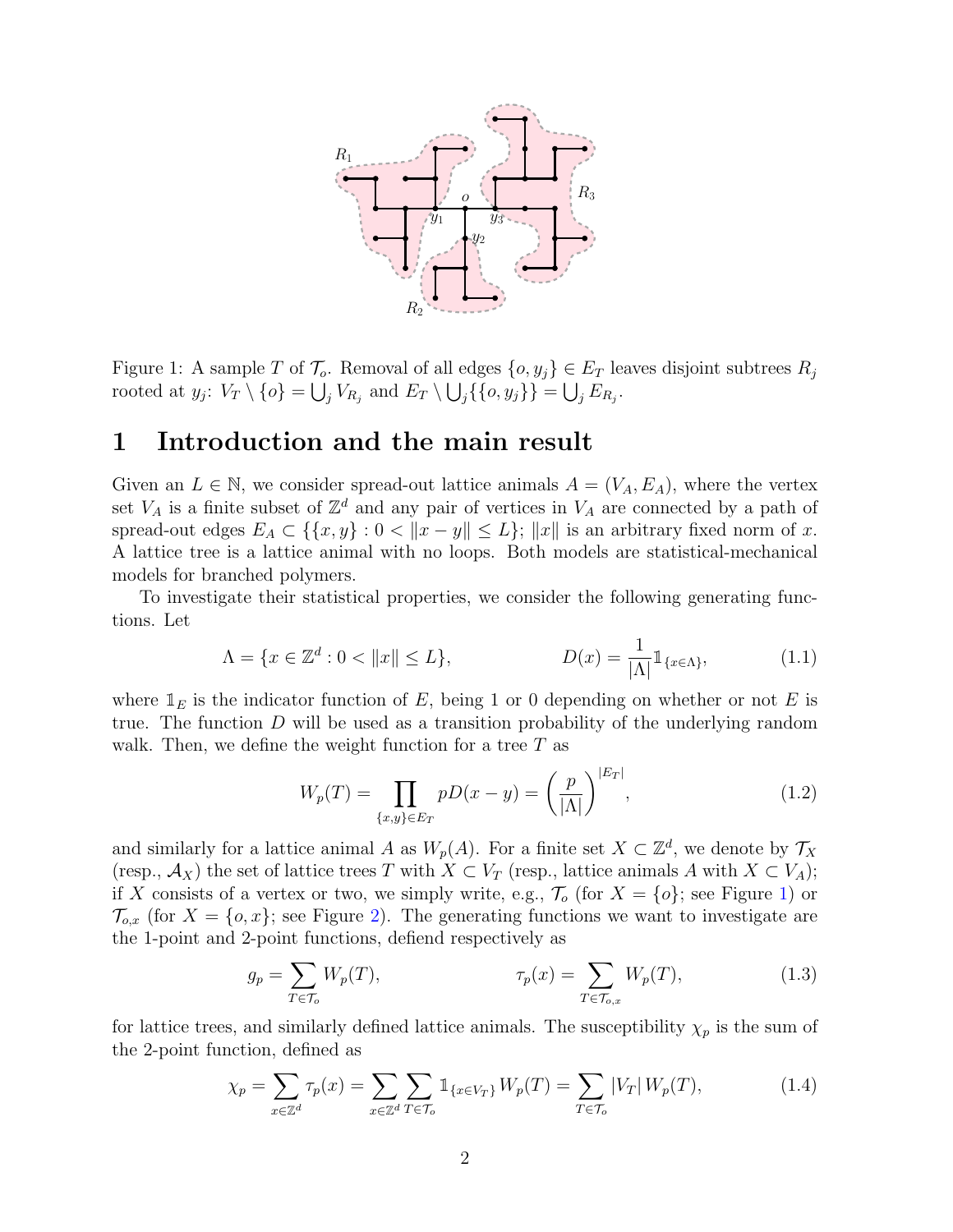Figure 1: A sample $T$ of $\mathcal{T}_o$. Removal of all edges $\{o, y_j\} \in E_T$ leaves disjoint subtrees $R_j$ rooted at $y_j$: $V_T \setminus \{o\} = \bigcup_j V_{R_j}$ and $E_T \setminus \bigcup_j \{\{o, y_j\}\} = \bigcup_j E_{R_j}$.

# 1 Introduction and the main result

Given an $L \in \mathbb{N}$, we consider spread-out lattice animals $A = (V_A, E_A)$, where the vertex set $V_A$ is a finite subset of $\mathbb{Z}^d$ and any pair of vertices in $V_A$ are connected by a path of spread-out edges $E_A \subset \{\{x, y\} : 0 < \|x - y\| \leq L\}$; $\|x\|$ is an arbitrary fixed norm of $x$. A lattice tree is a lattice animal with no loops. Both models are statistical-mechanical models for branched polymers.

To investigate their statistical properties, we consider the following generating functions. Let

$$\Lambda = \{x \in \mathbb{Z}^d : 0 < \|x\| \leq L\}, \qquad D(x) = \frac{1}{|\Lambda|} \mathbb{1}_{\{x \in \Lambda\}}, \tag{1.1}$$

where $\mathbb{1}_E$ is the indicator function of $E$, being 1 or 0 depending on whether or not $E$ is true. The function $D$ will be used as a transition probability of the underlying random walk. Then, we define the weight function for a tree $T$ as

$$W_p(T) = \prod_{\{x,y\} \in E_T} pD(x - y) = \left(\frac{p}{|\Lambda|}\right)^{|E_T|}, \tag{1.2}$$

and similarly for a lattice animal $A$ as $W_p(A)$. For a finite set $X \subset \mathbb{Z}^d$, we denote by $\mathcal{T}_X$ (resp., $\mathcal{A}_X$) the set of lattice trees $T$ with $X \subset V_T$ (resp., lattice animals $A$ with $X \subset V_A$); if $X$ consists of a vertex or two, we simply write, e.g., $\mathcal{T}_o$ (for $X = \{o\}$; see Figure 1) or $\mathcal{T}_{o,x}$ (for $X = \{o, x\}$; see Figure 2). The generating functions we want to investigate are the 1-point and 2-point functions, defiend respectively as

$$g_p = \sum_{T \in \mathcal{T}_o} W_p(T), \qquad \tau_p(x) = \sum_{T \in \mathcal{T}_{o,x}} W_p(T), \tag{1.3}$$

for lattice trees, and similarly defined lattice animals. The susceptibility $\chi_p$ is the sum of the 2-point function, defined as

$$\chi_p = \sum_{x \in \mathbb{Z}^d} \tau_p(x) = \sum_{x \in \mathbb{Z}^d} \sum_{T \in \mathcal{T}_o} \mathbb{1}_{\{x \in V_T\}} W_p(T) = \sum_{T \in \mathcal{T}_o} |V_T| \, W_p(T), \tag{1.4}$$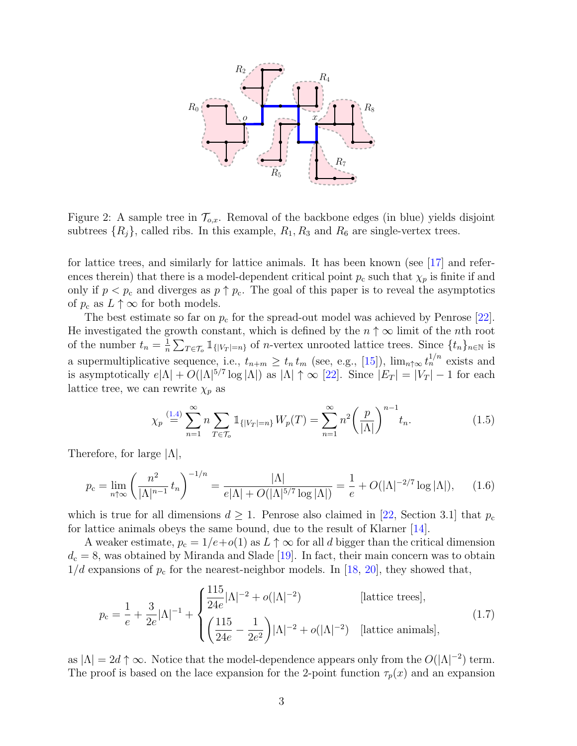Figure 2: A sample tree in $\mathcal{T}_{o,x}$. Removal of the backbone edges (in blue) yields disjoint subtrees $\{R_j\}$, called ribs. In this example, $R_1$, $R_3$ and $R_6$ are single-vertex trees.

for lattice trees, and similarly for lattice animals. It has been known (see [17] and references therein) that there is a model-dependent critical point $p_c$ such that $\chi_p$ is finite if and only if $p < p_c$ and diverges as $p \uparrow p_c$. The goal of this paper is to reveal the asymptotics of $p_c$ as $L \uparrow \infty$ for both models.

The best estimate so far on $p_c$ for the spread-out model was achieved by Penrose [22]. He investigated the growth constant, which is defined by the $n \uparrow \infty$ limit of the $n$th root of the number $t_n = \frac{1}{n}\sum_{T\in\mathcal{T}_o} \mathbb{1}_{\{|V_T|=n\}}$ of $n$-vertex unrooted lattice trees. Since $\{t_n\}_{n\in\mathbb{N}}$ is a supermultiplicative sequence, i.e., $t_{n+m} \ge t_n t_m$ (see, e.g., [15]), $\lim_{n\uparrow\infty} t_n^{1/n}$ exists and is asymptotically $e|\Lambda| + O(|\Lambda|^{5/7}\log|\Lambda|)$ as $|\Lambda| \uparrow \infty$ [22]. Since $|E_T| = |V_T| - 1$ for each lattice tree, we can rewrite $\chi_p$ as

$$\chi_p \overset{(1.4)}{=} \sum_{n=1}^{\infty} n \sum_{T\in\mathcal{T}_o} \mathbb{1}_{\{|V_T|=n\}} W_p(T) = \sum_{n=1}^{\infty} n^2 \bigg(\frac{p}{|\Lambda|}\bigg)^{n-1} t_n. \tag{1.5}$$

Therefore, for large $|\Lambda|$,

$$p_c = \lim_{n\uparrow\infty} \bigg(\frac{n^2}{|\Lambda|^{n-1}}\, t_n\bigg)^{-1/n} = \frac{|\Lambda|}{e|\Lambda| + O(|\Lambda|^{5/7}\log|\Lambda|)} = \frac{1}{e} + O(|\Lambda|^{-2/7}\log|\Lambda|), \tag{1.6}$$

which is true for all dimensions $d \ge 1$. Penrose also claimed in [22, Section 3.1] that $p_c$ for lattice animals obeys the same bound, due to the result of Klarner [14].

A weaker estimate, $p_c = 1/e + o(1)$ as $L \uparrow \infty$ for all $d$ bigger than the critical dimension $d_c = 8$, was obtained by Miranda and Slade [19]. In fact, their main concern was to obtain $1/d$ expansions of $p_c$ for the nearest-neighbor models. In [18, 20], they showed that,

$$p_c = \frac{1}{e} + \frac{3}{2e}|\Lambda|^{-1} + \begin{cases} \dfrac{115}{24e}|\Lambda|^{-2} + o(|\Lambda|^{-2}) & \text{[lattice trees]},\\[2ex] \bigg(\dfrac{115}{24e} - \dfrac{1}{2e^2}\bigg)|\Lambda|^{-2} + o(|\Lambda|^{-2}) & \text{[lattice animals]}, \end{cases} \tag{1.7}$$

as $|\Lambda| = 2d \uparrow \infty$. Notice that the model-dependence appears only from the $O(|\Lambda|^{-2})$ term. The proof is based on the lace expansion for the 2-point function $\tau_p(x)$ and an expansion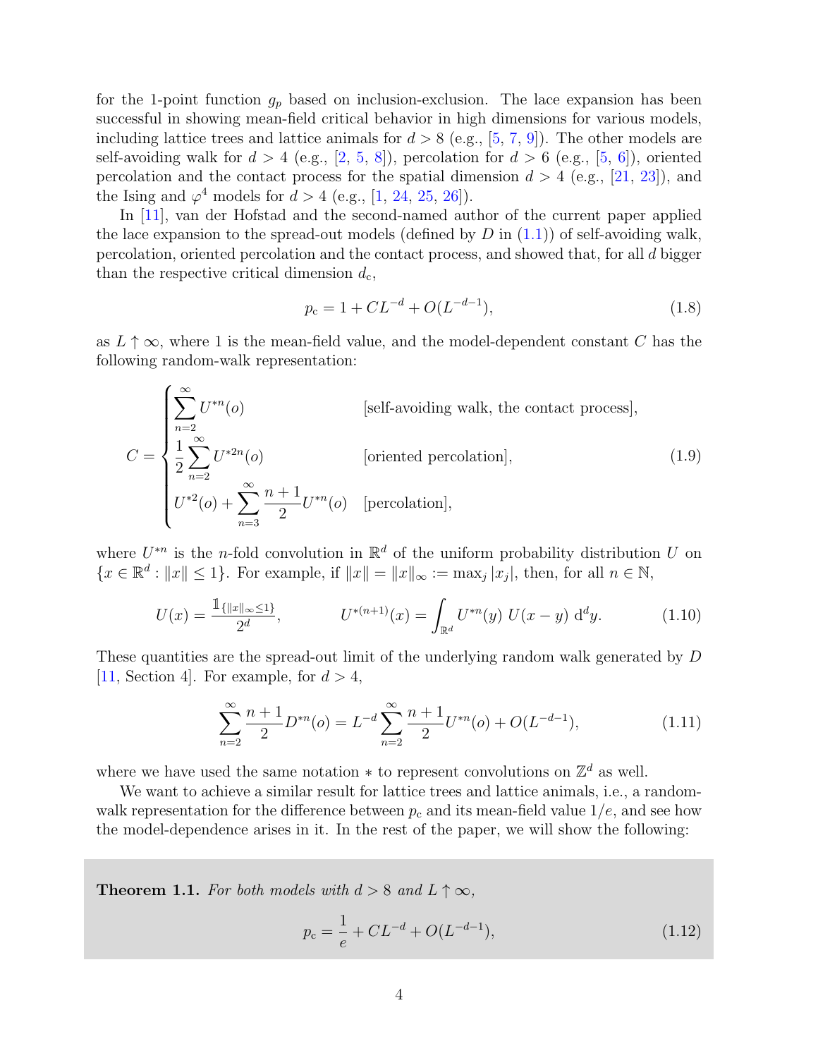for the 1-point function $g_p$ based on inclusion-exclusion. The lace expansion has been successful in showing mean-field critical behavior in high dimensions for various models, including lattice trees and lattice animals for $d > 8$ (e.g., [5, 7, 9]). The other models are self-avoiding walk for $d > 4$ (e.g., [2, 5, 8]), percolation for $d > 6$ (e.g., [5, 6]), oriented percolation and the contact process for the spatial dimension $d > 4$ (e.g., [21, 23]), and the Ising and $\varphi^4$ models for $d > 4$ (e.g., [1, 24, 25, 26]).

In [11], van der Hofstad and the second-named author of the current paper applied the lace expansion to the spread-out models (defined by $D$ in (1.1)) of self-avoiding walk, percolation, oriented percolation and the contact process, and showed that, for all $d$ bigger than the respective critical dimension $d_{\mathrm{c}}$,

$$p_{\mathrm{c}} = 1 + CL^{-d} + O(L^{-d-1}), \tag{1.8}$$

as $L \uparrow \infty$, where 1 is the mean-field value, and the model-dependent constant $C$ has the following random-walk representation:

$$C = \begin{cases} \displaystyle\sum_{n=2}^{\infty} U^{*n}(o) & \text{[self-avoiding walk, the contact process]}, \\ \displaystyle\frac{1}{2}\sum_{n=2}^{\infty} U^{*2n}(o) & \text{[oriented percolation]}, \\ \displaystyle U^{*2}(o) + \sum_{n=3}^{\infty} \frac{n+1}{2} U^{*n}(o) & \text{[percolation]}, \end{cases} \tag{1.9}$$

where $U^{*n}$ is the $n$-fold convolution in $\mathbb{R}^d$ of the uniform probability distribution $U$ on $\{x \in \mathbb{R}^d : \|x\| \leq 1\}$. For example, if $\|x\| = \|x\|_\infty := \max_j |x_j|$, then, for all $n \in \mathbb{N}$,

$$U(x) = \frac{\mathbb{1}_{\{\|x\|_\infty \leq 1\}}}{2^d}, \qquad U^{*(n+1)}(x) = \int_{\mathbb{R}^d} U^{*n}(y)\, U(x-y)\, \mathrm{d}^d y. \tag{1.10}$$

These quantities are the spread-out limit of the underlying random walk generated by $D$ [11, Section 4]. For example, for $d > 4$,

$$\sum_{n=2}^{\infty} \frac{n+1}{2} D^{*n}(o) = L^{-d} \sum_{n=2}^{\infty} \frac{n+1}{2} U^{*n}(o) + O(L^{-d-1}), \tag{1.11}$$

where we have used the same notation $*$ to represent convolutions on $\mathbb{Z}^d$ as well.

We want to achieve a similar result for lattice trees and lattice animals, i.e., a random-walk representation for the difference between $p_{\mathrm{c}}$ and its mean-field value $1/e$, and see how the model-dependence arises in it. In the rest of the paper, we will show the following:

**Theorem 1.1.** *For both models with $d > 8$ and $L \uparrow \infty$,*

$$p_{\mathrm{c}} = \frac{1}{e} + CL^{-d} + O(L^{-d-1}), \tag{1.12}$$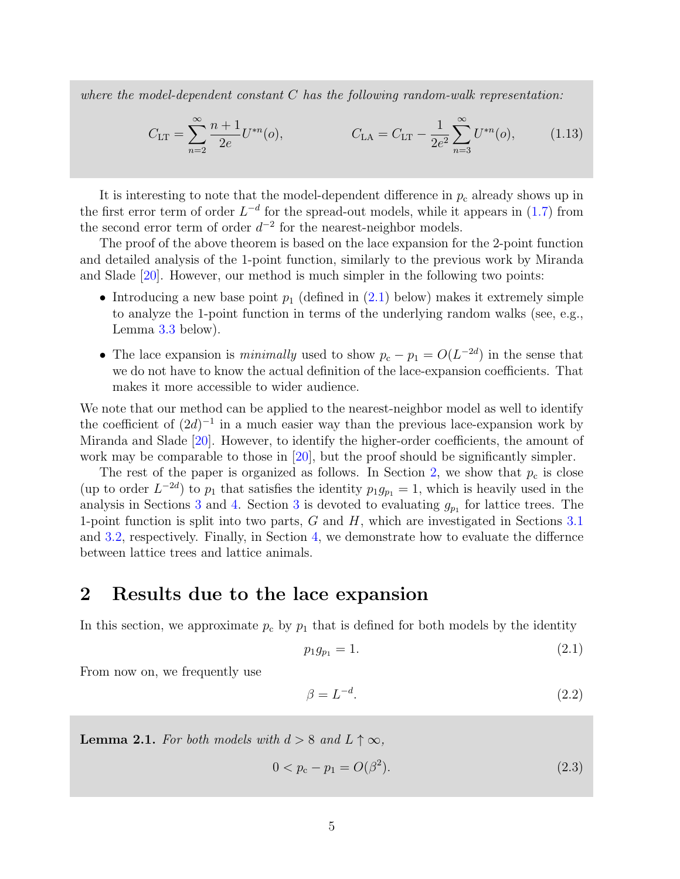*where the model-dependent constant $C$ has the following random-walk representation:*

$$C_{\rm LT}=\sum_{n=2}^{\infty}\frac{n+1}{2e}U^{*n}(o), \qquad\qquad C_{\rm LA}=C_{\rm LT}-\frac{1}{2e^2}\sum_{n=3}^{\infty}U^{*n}(o), \tag{1.13}$$

It is interesting to note that the model-dependent difference in $p_{\rm c}$ already shows up in the first error term of order $L^{-d}$ for the spread-out models, while it appears in (1.7) from the second error term of order $d^{-2}$ for the nearest-neighbor models.

The proof of the above theorem is based on the lace expansion for the 2-point function and detailed analysis of the 1-point function, similarly to the previous work by Miranda and Slade [20]. However, our method is much simpler in the following two points:

- Introducing a new base point $p_1$ (defined in (2.1) below) makes it extremely simple to analyze the 1-point function in terms of the underlying random walks (see, e.g., Lemma 3.3 below).
- The lace expansion is *minimally* used to show $p_{\rm c}-p_1=O(L^{-2d})$ in the sense that we do not have to know the actual definition of the lace-expansion coefficients. That makes it more accessible to wider audience.

We note that our method can be applied to the nearest-neighbor model as well to identify the coefficient of $(2d)^{-1}$ in a much easier way than the previous lace-expansion work by Miranda and Slade [20]. However, to identify the higher-order coefficients, the amount of work may be comparable to those in [20], but the proof should be significantly simpler.

The rest of the paper is organized as follows. In Section 2, we show that $p_{\rm c}$ is close (up to order $L^{-2d}$) to $p_1$ that satisfies the identity $p_1 g_{p_1}=1$, which is heavily used in the analysis in Sections 3 and 4. Section 3 is devoted to evaluating $g_{p_1}$ for lattice trees. The 1-point function is split into two parts, $G$ and $H$, which are investigated in Sections 3.1 and 3.2, respectively. Finally, in Section 4, we demonstrate how to evaluate the differnce between lattice trees and lattice animals.

## 2 Results due to the lace expansion

In this section, we approximate $p_{\rm c}$ by $p_1$ that is defined for both models by the identity

$$p_1 g_{p_1}=1. \tag{2.1}$$

From now on, we frequently use

$$\beta=L^{-d}. \tag{2.2}$$

**Lemma 2.1.** *For both models with $d>8$ and $L\uparrow\infty$,*

$$0<p_{\rm c}-p_1=O(\beta^2). \tag{2.3}$$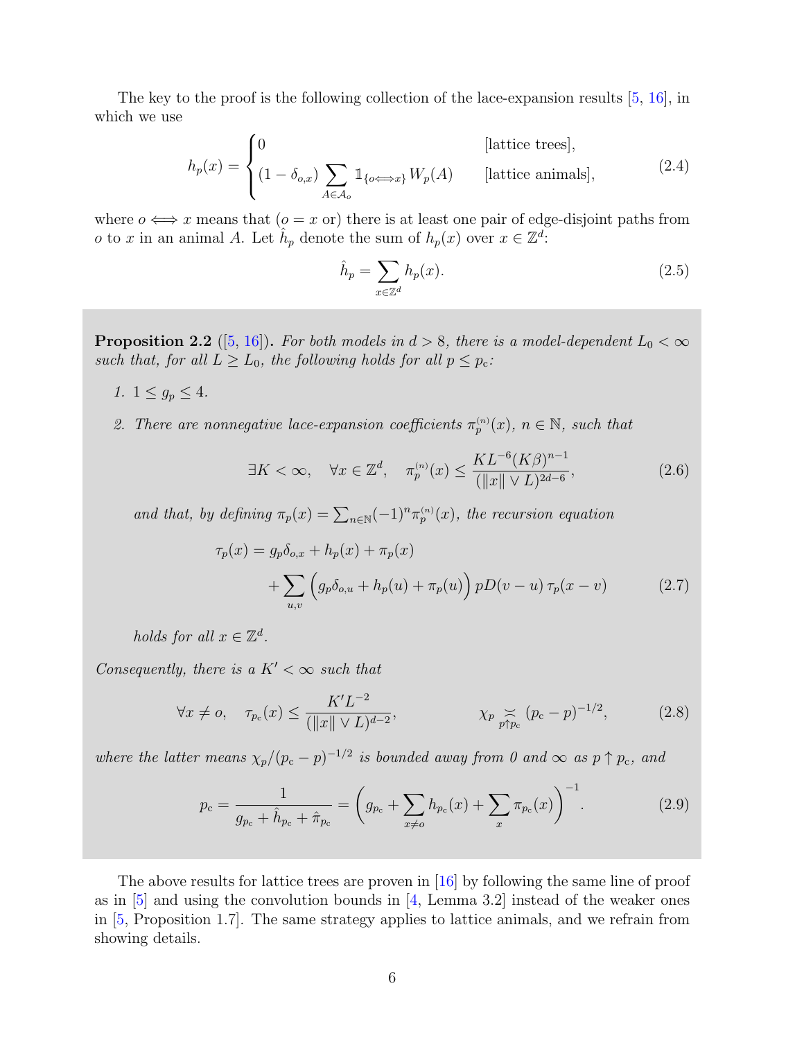The key to the proof is the following collection of the lace-expansion results [5, 16], in which we use

$$h_p(x) = \begin{cases} 0 & \text{[lattice trees]}, \\ (1-\delta_{o,x}) \displaystyle\sum_{A \in \mathcal{A}_o} \mathbb{1}_{\{o \Longleftrightarrow x\}} W_p(A) & \text{[lattice animals]}, \end{cases} \tag{2.4}$$

where $o \Longleftrightarrow x$ means that ($o = x$ or) there is at least one pair of edge-disjoint paths from $o$ to $x$ in an animal $A$. Let $\hat{h}_p$ denote the sum of $h_p(x)$ over $x \in \mathbb{Z}^d$:

$$\hat{h}_p = \sum_{x \in \mathbb{Z}^d} h_p(x). \tag{2.5}$$

**Proposition 2.2** ([5, 16])**.** *For both models in $d > 8$, there is a model-dependent $L_0 < \infty$ such that, for all $L \geq L_0$, the following holds for all $p \leq p_c$:*

1. *$1 \leq g_p \leq 4$.*
2. *There are nonnegative lace-expansion coefficients $\pi_p^{(n)}(x)$, $n \in \mathbb{N}$, such that*

$$\exists K < \infty, \quad \forall x \in \mathbb{Z}^d, \quad \pi_p^{(n)}(x) \leq \frac{KL^{-6}(K\beta)^{n-1}}{(\|x\| \vee L)^{2d-6}}, \tag{2.6}$$

*and that, by defining $\pi_p(x) = \sum_{n \in \mathbb{N}} (-1)^n \pi_p^{(n)}(x)$, the recursion equation*

$$\begin{aligned} \tau_p(x) &= g_p \delta_{o,x} + h_p(x) + \pi_p(x) \\ &\quad + \sum_{u,v} \Big( g_p \delta_{o,u} + h_p(u) + \pi_p(u) \Big) \, pD(v-u) \, \tau_p(x-v) \end{aligned} \tag{2.7}$$

*holds for all $x \in \mathbb{Z}^d$.*

*Consequently, there is a $K' < \infty$ such that*

$$\forall x \neq o, \quad \tau_{p_c}(x) \leq \frac{K' L^{-2}}{(\|x\| \vee L)^{d-2}}, \qquad\qquad \chi_p \underset{p \uparrow p_c}{\asymp} (p_c - p)^{-1/2}, \tag{2.8}$$

*where the latter means $\chi_p/(p_c - p)^{-1/2}$ is bounded away from 0 and $\infty$ as $p \uparrow p_c$, and*

$$p_c = \frac{1}{g_{p_c} + \hat{h}_{p_c} + \hat{\pi}_{p_c}} = \bigg( g_{p_c} + \sum_{x \neq o} h_{p_c}(x) + \sum_x \pi_{p_c}(x) \bigg)^{-1}. \tag{2.9}$$

The above results for lattice trees are proven in [16] by following the same line of proof as in [5] and using the convolution bounds in [4, Lemma 3.2] instead of the weaker ones in [5, Proposition 1.7]. The same strategy applies to lattice animals, and we refrain from showing details.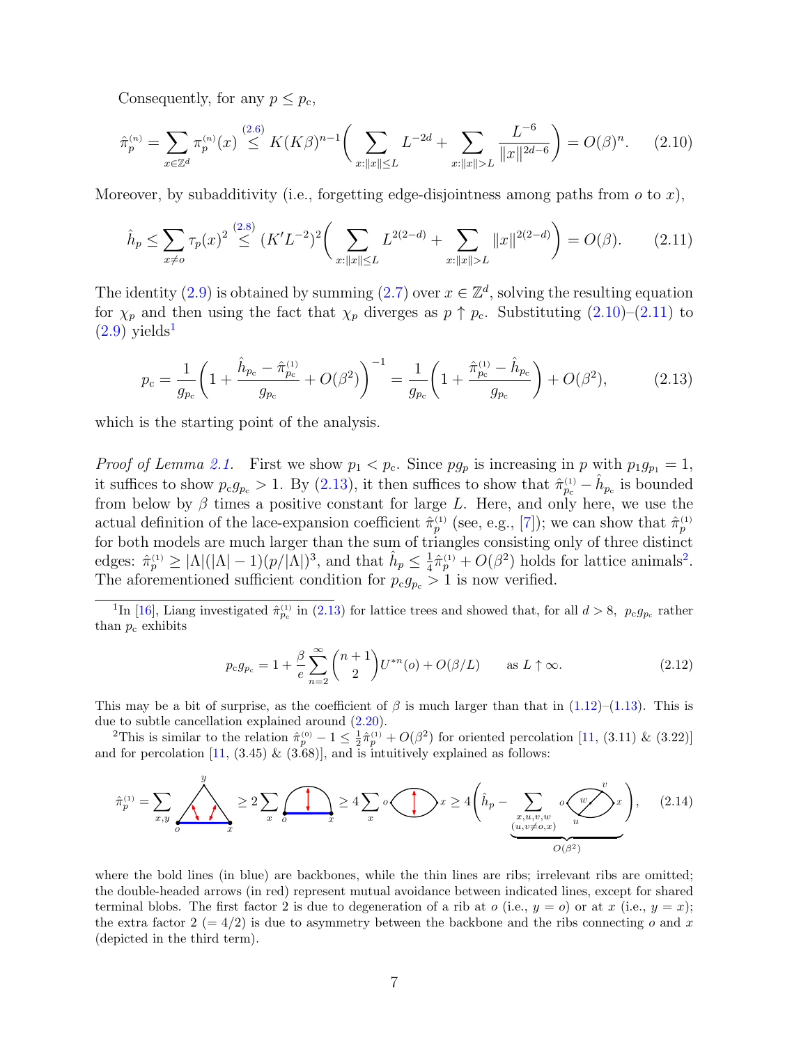Consequently, for any $p \le p_{\rm c}$,

$$\hat{\pi}_p^{(n)} = \sum_{x\in\mathbb{Z}^d} \pi_p^{(n)}(x) \overset{(2.6)}{\le} K(K\beta)^{n-1}\bigg(\sum_{x:\|x\|\le L} L^{-2d} + \sum_{x:\|x\|>L} \frac{L^{-6}}{\|x\|^{2d-6}}\bigg) = O(\beta)^n. \tag{2.10}$$

Moreover, by subadditivity (i.e., forgetting edge-disjointness among paths from $o$ to $x$),

$$\hat{h}_p \le \sum_{x\ne o} \tau_p(x)^2 \overset{(2.8)}{\le} (K'L^{-2})^2\bigg(\sum_{x:\|x\|\le L} L^{2(2-d)} + \sum_{x:\|x\|>L} \|x\|^{2(2-d)}\bigg) = O(\beta). \tag{2.11}$$

The identity (2.9) is obtained by summing (2.7) over $x \in \mathbb{Z}^d$, solving the resulting equation for $\chi_p$ and then using the fact that $\chi_p$ diverges as $p \uparrow p_{\rm c}$. Substituting (2.10)–(2.11) to (2.9) yields[1]

$$p_{\rm c} = \frac{1}{g_{p_{\rm c}}}\bigg(1 + \frac{\hat{h}_{p_{\rm c}} - \hat{\pi}_{p_{\rm c}}^{(1)}}{g_{p_{\rm c}}} + O(\beta^2)\bigg)^{-1} = \frac{1}{g_{p_{\rm c}}}\bigg(1 + \frac{\hat{\pi}_{p_{\rm c}}^{(1)} - \hat{h}_{p_{\rm c}}}{g_{p_{\rm c}}}\bigg) + O(\beta^2), \tag{2.13}$$

which is the starting point of the analysis.

*Proof of Lemma 2.1.* First we show $p_1 < p_{\rm c}$. Since $pg_p$ is increasing in $p$ with $p_1 g_{p_1} = 1$, it suffices to show $p_{\rm c} g_{p_{\rm c}} > 1$. By (2.13), it then suffices to show that $\hat{\pi}_{p_{\rm c}}^{(1)} - \hat{h}_{p_{\rm c}}$ is bounded from below by $\beta$ times a positive constant for large $L$. Here, and only here, we use the actual definition of the lace-expansion coefficient $\hat{\pi}_p^{(1)}$ (see, e.g., [7]); we can show that $\hat{\pi}_p^{(1)}$ for both models are much larger than the sum of triangles consisting only of three distinct edges: $\hat{\pi}_p^{(1)} \ge |\Lambda|(|\Lambda|-1)(p/|\Lambda|)^3$, and that $\hat{h}_p \le \frac{1}{4}\hat{\pi}_p^{(1)} + O(\beta^2)$ holds for lattice animals[2]. The aforementioned sufficient condition for $p_{\rm c} g_{p_{\rm c}} > 1$ is now verified.

---

[1] In [16], Liang investigated $\hat{\pi}_{p_{\rm c}}^{(1)}$ in (2.13) for lattice trees and showed that, for all $d > 8$, $p_{\rm c} g_{p_{\rm c}}$ rather than $p_{\rm c}$ exhibits

$$p_{\rm c} g_{p_{\rm c}} = 1 + \frac{\beta}{e}\sum_{n=2}^{\infty}\binom{n+1}{2} U^{*n}(o) + O(\beta/L) \qquad \text{as } L \uparrow \infty. \tag{2.12}$$

This may be a bit of surprise, as the coefficient of $\beta$ is much larger than that in (1.12)–(1.13). This is due to subtle cancellation explained around (2.20).

[2] This is similar to the relation $\hat{\pi}_p^{(0)} - 1 \le \frac{1}{2}\hat{\pi}_p^{(1)} + O(\beta^2)$ for oriented percolation [11, (3.11) & (3.22)] and for percolation [11, (3.45) & (3.68)], and is intuitively explained as follows:

$$\hat{\pi}_p^{(1)} = \sum_{x,y} [\text{triangle } o,x,y] \ge 2\sum_x [\text{diagram}] \ge 4\sum_x [\text{diagram}] \ge 4\bigg(\hat{h}_p - \underbrace{\sum_{\substack{x,u,v,w\\(u,v\ne o,x)}} [\text{diagram}]}_{O(\beta^2)}\bigg), \tag{2.14}$$

where the bold lines (in blue) are backbones, while the thin lines are ribs; irrelevant ribs are omitted; the double-headed arrows (in red) represent mutual avoidance between indicated lines, except for shared terminal blobs. The first factor 2 is due to degeneration of a rib at $o$ (i.e., $y = o$) or at $x$ (i.e., $y = x$); the extra factor 2 ($= 4/2$) is due to asymmetry between the backbone and the ribs connecting $o$ and $x$ (depicted in the third term).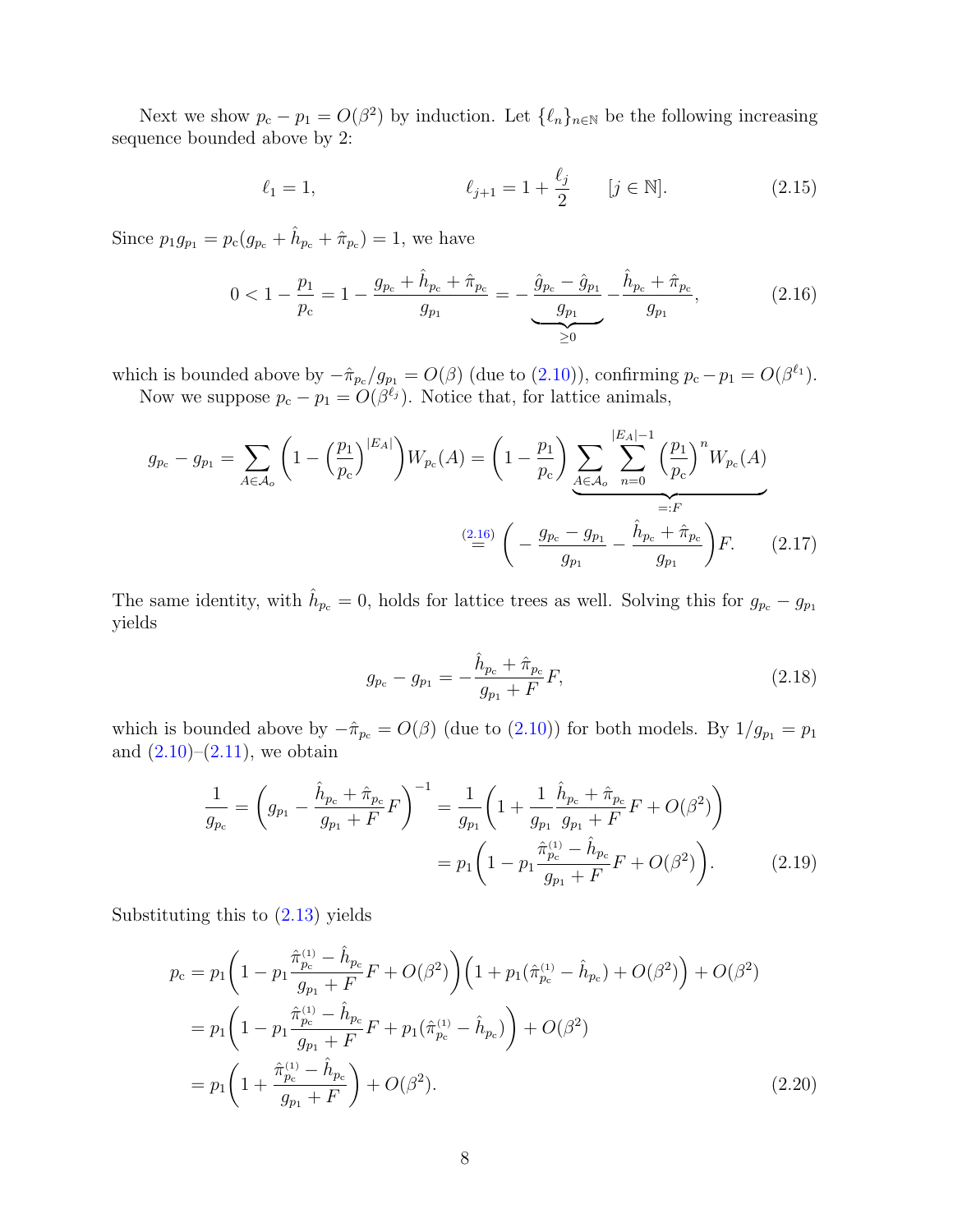Next we show $p_c - p_1 = O(\beta^2)$ by induction. Let $\{\ell_n\}_{n\in\mathbb{N}}$ be the following increasing sequence bounded above by 2:

$$\ell_1 = 1, \qquad\qquad \ell_{j+1} = 1 + \frac{\ell_j}{2} \qquad [j \in \mathbb{N}]. \tag{2.15}$$

Since $p_1 g_{p_1} = p_c(g_{p_c} + \hat{h}_{p_c} + \hat{\pi}_{p_c}) = 1$, we have

$$0 < 1 - \frac{p_1}{p_c} = 1 - \frac{g_{p_c} + \hat{h}_{p_c} + \hat{\pi}_{p_c}}{g_{p_1}} = -\underbrace{\frac{\hat{g}_{p_c} - \hat{g}_{p_1}}{g_{p_1}}}_{\geq 0} - \frac{\hat{h}_{p_c} + \hat{\pi}_{p_c}}{g_{p_1}}, \tag{2.16}$$

which is bounded above by $-\hat{\pi}_{p_c}/g_{p_1} = O(\beta)$ (due to (2.10)), confirming $p_c - p_1 = O(\beta^{\ell_1})$.

Now we suppose $p_c - p_1 = O(\beta^{\ell_j})$. Notice that, for lattice animals,

$$\begin{aligned}
g_{p_c} - g_{p_1} &= \sum_{A\in\mathcal{A}_o}\bigg(1 - \Big(\frac{p_1}{p_c}\Big)^{|E_A|}\bigg)W_{p_c}(A) = \Big(1 - \frac{p_1}{p_c}\Big)\underbrace{\sum_{A\in\mathcal{A}_o}\sum_{n=0}^{|E_A|-1}\Big(\frac{p_1}{p_c}\Big)^n W_{p_c}(A)}_{=:F} \\
&\overset{(2.16)}{=} \bigg(-\frac{g_{p_c} - g_{p_1}}{g_{p_1}} - \frac{\hat{h}_{p_c} + \hat{\pi}_{p_c}}{g_{p_1}}\bigg)F.
\end{aligned} \tag{2.17}$$

The same identity, with $\hat{h}_{p_c} = 0$, holds for lattice trees as well. Solving this for $g_{p_c} - g_{p_1}$ yields

$$g_{p_c} - g_{p_1} = -\frac{\hat{h}_{p_c} + \hat{\pi}_{p_c}}{g_{p_1} + F}F, \tag{2.18}$$

which is bounded above by $-\hat{\pi}_{p_c} = O(\beta)$ (due to (2.10)) for both models. By $1/g_{p_1} = p_1$ and (2.10)–(2.11), we obtain

$$\begin{aligned}
\frac{1}{g_{p_c}} &= \bigg(g_{p_1} - \frac{\hat{h}_{p_c} + \hat{\pi}_{p_c}}{g_{p_1} + F}F\bigg)^{-1} = \frac{1}{g_{p_1}}\bigg(1 + \frac{1}{g_{p_1}}\frac{\hat{h}_{p_c} + \hat{\pi}_{p_c}}{g_{p_1} + F}F + O(\beta^2)\bigg) \\
&= p_1\bigg(1 - p_1\frac{\hat{\pi}^{(1)}_{p_c} - \hat{h}_{p_c}}{g_{p_1} + F}F + O(\beta^2)\bigg).
\end{aligned} \tag{2.19}$$

Substituting this to (2.13) yields

$$\begin{aligned}
p_c &= p_1\bigg(1 - p_1\frac{\hat{\pi}^{(1)}_{p_c} - \hat{h}_{p_c}}{g_{p_1} + F}F + O(\beta^2)\bigg)\Big(1 + p_1(\hat{\pi}^{(1)}_{p_c} - \hat{h}_{p_c}) + O(\beta^2)\Big) + O(\beta^2) \\
&= p_1\bigg(1 - p_1\frac{\hat{\pi}^{(1)}_{p_c} - \hat{h}_{p_c}}{g_{p_1} + F}F + p_1(\hat{\pi}^{(1)}_{p_c} - \hat{h}_{p_c})\bigg) + O(\beta^2) \\
&= p_1\bigg(1 + \frac{\hat{\pi}^{(1)}_{p_c} - \hat{h}_{p_c}}{g_{p_1} + F}\bigg) + O(\beta^2).
\end{aligned} \tag{2.20}$$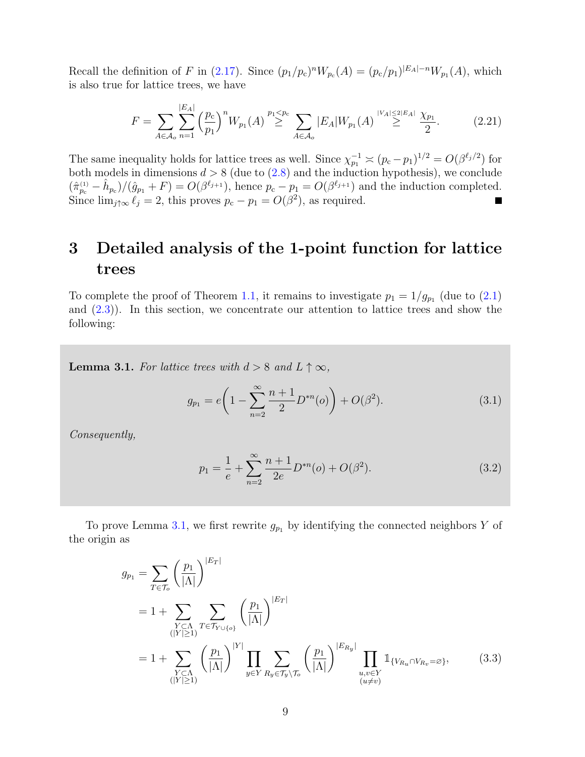Recall the definition of $F$ in (2.17). Since $(p_1/p_\mathrm{c})^n W_{p_\mathrm{c}}(A) = (p_\mathrm{c}/p_1)^{|E_A|-n} W_{p_1}(A)$, which is also true for lattice trees, we have

$$F = \sum_{A\in\mathcal{A}_o} \sum_{n=1}^{|E_A|} \Big(\frac{p_\mathrm{c}}{p_1}\Big)^n W_{p_1}(A) \overset{p_1<p_\mathrm{c}}{\geq} \sum_{A\in\mathcal{A}_o} |E_A| W_{p_1}(A) \overset{|V_A|\leq 2|E_A|}{\geq} \frac{\chi_{p_1}}{2}. \tag{2.21}$$

The same inequality holds for lattice trees as well. Since $\chi_{p_1}^{-1} \asymp (p_\mathrm{c}-p_1)^{1/2} = O(\beta^{\ell_j/2})$ for both models in dimensions $d>8$ (due to (2.8) and the induction hypothesis), we conclude $(\hat{\pi}_{p_\mathrm{c}}^{(1)} - \hat{h}_{p_\mathrm{c}})/(\hat{g}_{p_1}+F) = O(\beta^{\ell_{j+1}})$, hence $p_\mathrm{c}-p_1 = O(\beta^{\ell_{j+1}})$ and the induction completed. Since $\lim_{j\uparrow\infty}\ell_j = 2$, this proves $p_\mathrm{c}-p_1 = O(\beta^2)$, as required. ∎

# 3 Detailed analysis of the 1-point function for lattice trees

To complete the proof of Theorem 1.1, it remains to investigate $p_1 = 1/g_{p_1}$ (due to (2.1) and (2.3)). In this section, we concentrate our attention to lattice trees and show the following:

**Lemma 3.1.** *For lattice trees with $d>8$ and $L\uparrow\infty$,*

$$g_{p_1} = e\bigg(1 - \sum_{n=2}^\infty \frac{n+1}{2} D^{*n}(o)\bigg) + O(\beta^2). \tag{3.1}$$

*Consequently,*

$$p_1 = \frac{1}{e} + \sum_{n=2}^\infty \frac{n+1}{2e} D^{*n}(o) + O(\beta^2). \tag{3.2}$$

To prove Lemma 3.1, we first rewrite $g_{p_1}$ by identifying the connected neighbors $Y$ of the origin as

$$\begin{aligned}
g_{p_1} &= \sum_{T\in\mathcal{T}_o} \bigg(\frac{p_1}{|\Lambda|}\bigg)^{|E_T|} \\
&= 1 + \sum_{\substack{Y\subset\Lambda \\ (|Y|\geq 1)}} \sum_{T\in\mathcal{T}_{Y\cup\{o\}}} \bigg(\frac{p_1}{|\Lambda|}\bigg)^{|E_T|} \\
&= 1 + \sum_{\substack{Y\subset\Lambda \\ (|Y|\geq 1)}} \bigg(\frac{p_1}{|\Lambda|}\bigg)^{|Y|} \prod_{y\in Y} \sum_{R_y\in\mathcal{T}_y\setminus\mathcal{T}_o} \bigg(\frac{p_1}{|\Lambda|}\bigg)^{|E_{R_y}|} \prod_{\substack{u,v\in Y \\ (u\neq v)}} \mathbb{1}_{\{V_{R_u}\cap V_{R_v}=\varnothing\}},
\end{aligned} \tag{3.3}$$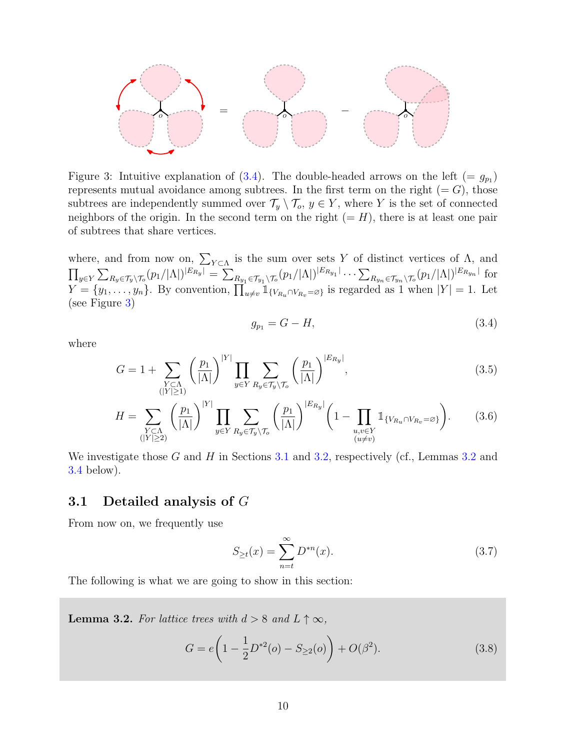Figure 3: Intuitive explanation of (3.4). The double-headed arrows on the left ($= g_{p_1}$) represents mutual avoidance among subtrees. In the first term on the right ($= G$), those subtrees are independently summed over $\mathcal{T}_y \setminus \mathcal{T}_o$, $y \in Y$, where $Y$ is the set of connected neighbors of the origin. In the second term on the right ($= H$), there is at least one pair of subtrees that share vertices.

where, and from now on, $\sum_{Y \subset \Lambda}$ is the sum over sets $Y$ of distinct vertices of $\Lambda$, and $\prod_{y\in Y} \sum_{R_y \in \mathcal{T}_y \setminus \mathcal{T}_o} (p_1/|\Lambda|)^{|E_{R_y}|} = \sum_{R_{y_1} \in \mathcal{T}_{y_1} \setminus \mathcal{T}_o} (p_1/|\Lambda|)^{|E_{R_{y_1}}|} \cdots \sum_{R_{y_n} \in \mathcal{T}_{y_n} \setminus \mathcal{T}_o} (p_1/|\Lambda|)^{|E_{R_{y_n}}|}$ for $Y = \{y_1, \dots, y_n\}$. By convention, $\prod_{u \neq v} \mathbb{1}_{\{V_{R_u} \cap V_{R_v} = \varnothing\}}$ is regarded as 1 when $|Y| = 1$. Let (see Figure 3)

$$g_{p_1} = G - H, \tag{3.4}$$

where

$$G = 1 + \sum_{\substack{Y \subset \Lambda \\ (|Y| \geq 1)}} \left(\frac{p_1}{|\Lambda|}\right)^{|Y|} \prod_{y \in Y} \sum_{R_y \in \mathcal{T}_y \setminus \mathcal{T}_o} \left(\frac{p_1}{|\Lambda|}\right)^{|E_{R_y}|}, \tag{3.5}$$

$$H = \sum_{\substack{Y \subset \Lambda \\ (|Y| \geq 2)}} \left(\frac{p_1}{|\Lambda|}\right)^{|Y|} \prod_{y \in Y} \sum_{R_y \in \mathcal{T}_y \setminus \mathcal{T}_o} \left(\frac{p_1}{|\Lambda|}\right)^{|E_{R_y}|} \left(1 - \prod_{\substack{u,v \in Y \\ (u \neq v)}} \mathbb{1}_{\{V_{R_u} \cap V_{R_v} = \varnothing\}}\right). \tag{3.6}$$

We investigate those $G$ and $H$ in Sections 3.1 and 3.2, respectively (cf., Lemmas 3.2 and 3.4 below).

### 3.1 Detailed analysis of $G$

From now on, we frequently use

$$S_{\geq t}(x) = \sum_{n=t}^{\infty} D^{*n}(x). \tag{3.7}$$

The following is what we are going to show in this section:

**Lemma 3.2.** *For lattice trees with $d > 8$ and $L \uparrow \infty$,*

$$G = e\left(1 - \frac{1}{2} D^{*2}(o) - S_{\geq 2}(o)\right) + O(\beta^2). \tag{3.8}$$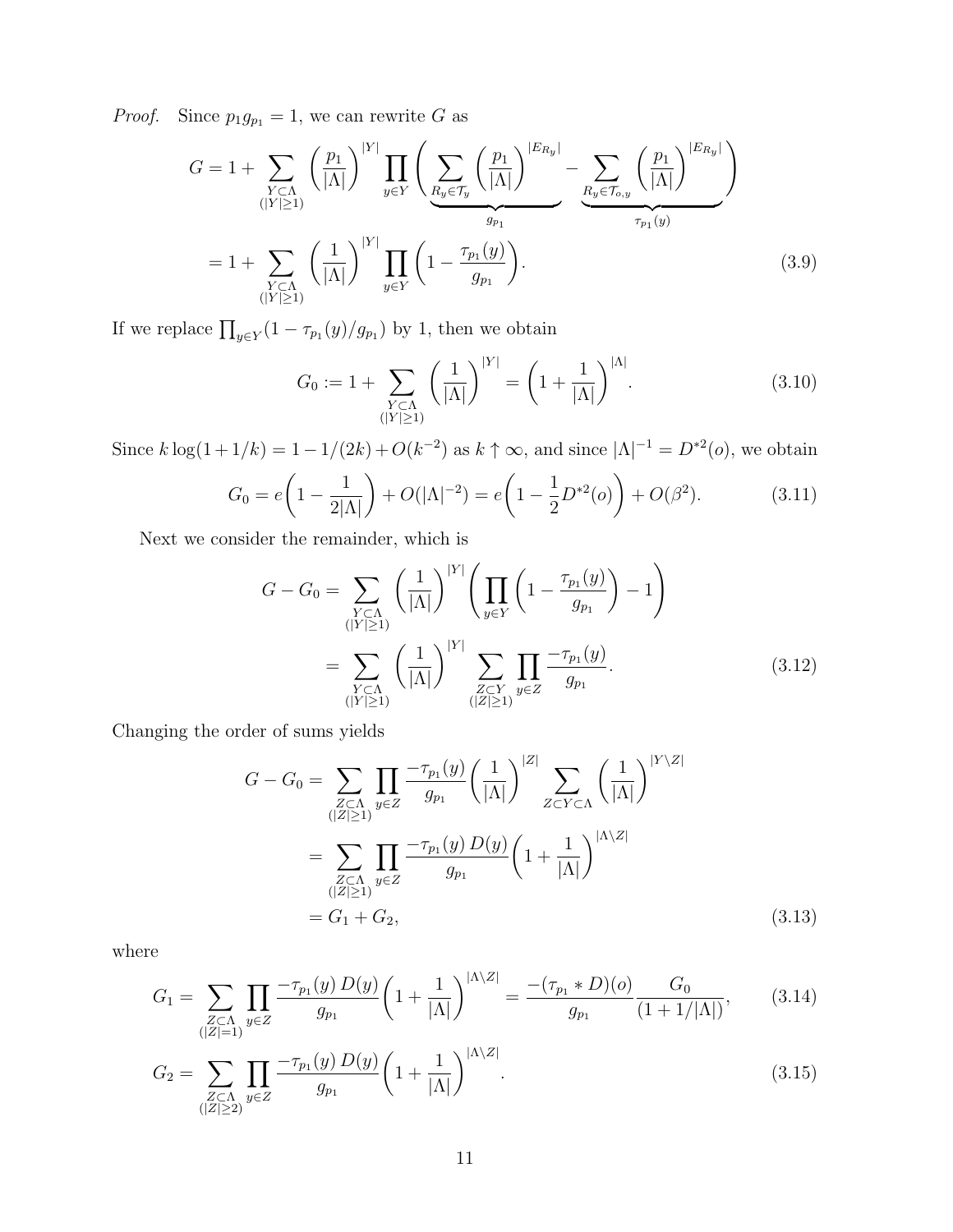*Proof.* Since $p_1 g_{p_1} = 1$, we can rewrite $G$ as

$$
\begin{aligned}
G &= 1 + \sum_{\substack{Y \subset \Lambda \\ (|Y| \geq 1)}} \left(\frac{p_1}{|\Lambda|}\right)^{|Y|} \prod_{y \in Y} \Bigg( \underbrace{\sum_{R_y \in \mathcal{T}_y} \left(\frac{p_1}{|\Lambda|}\right)^{|E_{R_y}|}}_{g_{p_1}} - \underbrace{\sum_{R_y \in \mathcal{T}_{o,y}} \left(\frac{p_1}{|\Lambda|}\right)^{|E_{R_y}|}}_{\tau_{p_1}(y)} \Bigg) \\
&= 1 + \sum_{\substack{Y \subset \Lambda \\ (|Y| \geq 1)}} \left(\frac{1}{|\Lambda|}\right)^{|Y|} \prod_{y \in Y} \left(1 - \frac{\tau_{p_1}(y)}{g_{p_1}}\right). \qquad (3.9)
\end{aligned}
$$

If we replace $\prod_{y \in Y}(1 - \tau_{p_1}(y)/g_{p_1})$ by 1, then we obtain

$$
G_0 := 1 + \sum_{\substack{Y \subset \Lambda \\ (|Y| \geq 1)}} \left(\frac{1}{|\Lambda|}\right)^{|Y|} = \left(1 + \frac{1}{|\Lambda|}\right)^{|\Lambda|}. \qquad (3.10)
$$

Since $k \log(1 + 1/k) = 1 - 1/(2k) + O(k^{-2})$ as $k \uparrow \infty$, and since $|\Lambda|^{-1} = D^{*2}(o)$, we obtain

$$
G_0 = e\left(1 - \frac{1}{2|\Lambda|}\right) + O(|\Lambda|^{-2}) = e\left(1 - \frac{1}{2} D^{*2}(o)\right) + O(\beta^2). \qquad (3.11)
$$

Next we consider the remainder, which is

$$
\begin{aligned}
G - G_0 &= \sum_{\substack{Y \subset \Lambda \\ (|Y| \geq 1)}} \left(\frac{1}{|\Lambda|}\right)^{|Y|} \left( \prod_{y \in Y} \left(1 - \frac{\tau_{p_1}(y)}{g_{p_1}}\right) - 1 \right) \\
&= \sum_{\substack{Y \subset \Lambda \\ (|Y| \geq 1)}} \left(\frac{1}{|\Lambda|}\right)^{|Y|} \sum_{\substack{Z \subset Y \\ (|Z| \geq 1)}} \prod_{y \in Z} \frac{-\tau_{p_1}(y)}{g_{p_1}}. \qquad (3.12)
\end{aligned}
$$

Changing the order of sums yields

$$
\begin{aligned}
G - G_0 &= \sum_{\substack{Z \subset \Lambda \\ (|Z| \geq 1)}} \prod_{y \in Z} \frac{-\tau_{p_1}(y)}{g_{p_1}} \left(\frac{1}{|\Lambda|}\right)^{|Z|} \sum_{Z \subset Y \subset \Lambda} \left(\frac{1}{|\Lambda|}\right)^{|Y \setminus Z|} \\
&= \sum_{\substack{Z \subset \Lambda \\ (|Z| \geq 1)}} \prod_{y \in Z} \frac{-\tau_{p_1}(y)\, D(y)}{g_{p_1}} \left(1 + \frac{1}{|\Lambda|}\right)^{|\Lambda \setminus Z|} \\
&= G_1 + G_2, \qquad (3.13)
\end{aligned}
$$

where

$$
G_1 = \sum_{\substack{Z \subset \Lambda \\ (|Z| = 1)}} \prod_{y \in Z} \frac{-\tau_{p_1}(y)\, D(y)}{g_{p_1}} \left(1 + \frac{1}{|\Lambda|}\right)^{|\Lambda \setminus Z|} = \frac{-(\tau_{p_1} * D)(o)}{g_{p_1}} \frac{G_0}{(1 + 1/|\Lambda|)}, \qquad (3.14)
$$

$$
G_2 = \sum_{\substack{Z \subset \Lambda \\ (|Z| \geq 2)}} \prod_{y \in Z} \frac{-\tau_{p_1}(y)\, D(y)}{g_{p_1}} \left(1 + \frac{1}{|\Lambda|}\right)^{|\Lambda \setminus Z|}. \qquad (3.15)
$$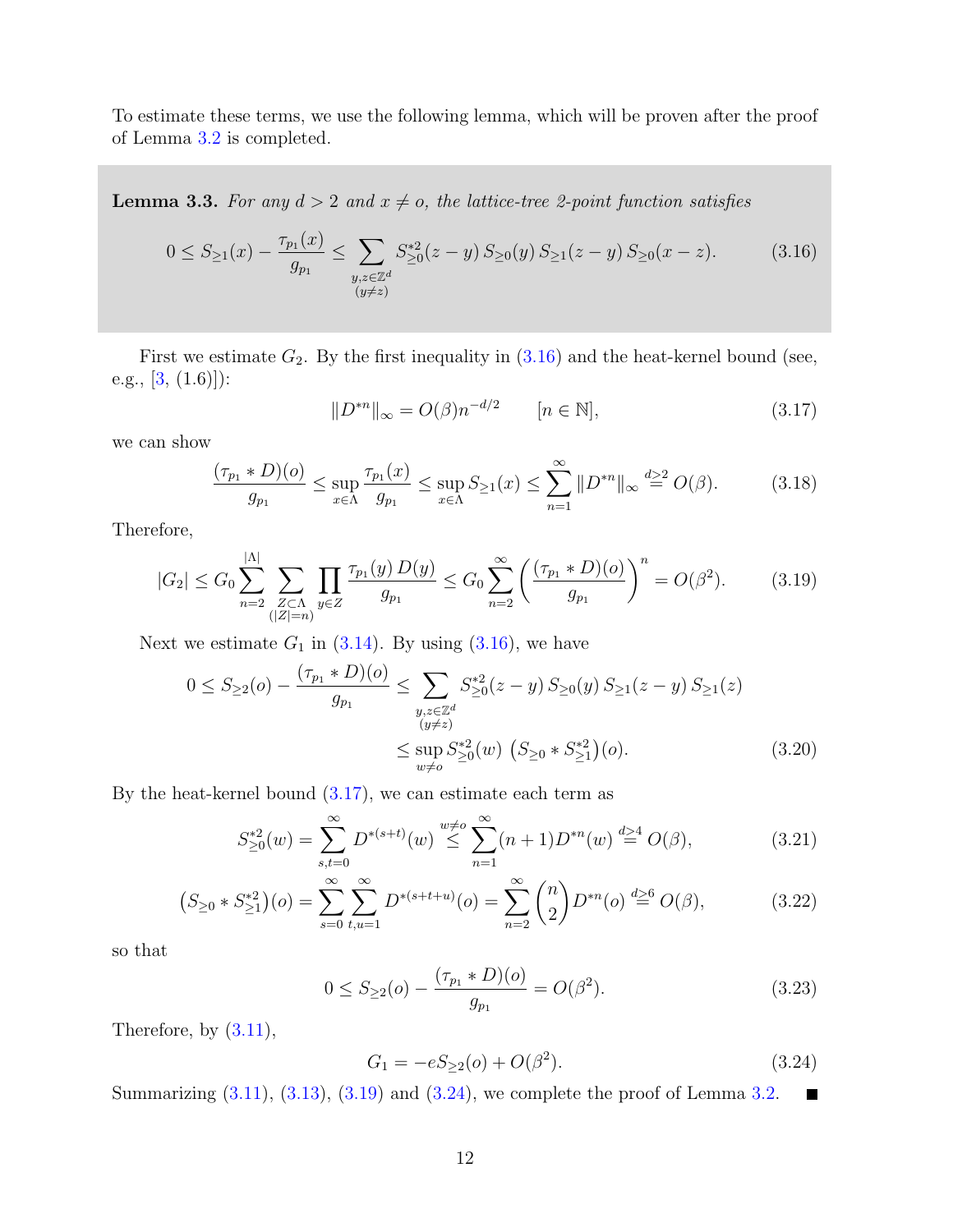To estimate these terms, we use the following lemma, which will be proven after the proof of Lemma 3.2 is completed.

**Lemma 3.3.** *For any $d > 2$ and $x \neq o$, the lattice-tree 2-point function satisfies*

$$0 \le S_{\ge 1}(x) - \frac{\tau_{p_1}(x)}{g_{p_1}} \le \sum_{\substack{y,z\in\mathbb{Z}^d \\ (y\neq z)}} S_{\ge 0}^{*2}(z-y)\, S_{\ge 0}(y)\, S_{\ge 1}(z-y)\, S_{\ge 0}(x-z). \tag{3.16}$$

First we estimate $G_2$. By the first inequality in (3.16) and the heat-kernel bound (see, e.g., [3, (1.6)]):

$$\|D^{*n}\|_\infty = O(\beta) n^{-d/2} \qquad [n \in \mathbb{N}], \tag{3.17}$$

we can show

$$\frac{(\tau_{p_1} * D)(o)}{g_{p_1}} \le \sup_{x\in\Lambda} \frac{\tau_{p_1}(x)}{g_{p_1}} \le \sup_{x\in\Lambda} S_{\ge 1}(x) \le \sum_{n=1}^{\infty} \|D^{*n}\|_\infty \overset{d\ge 2}{=} O(\beta). \tag{3.18}$$

Therefore,

$$|G_2| \le G_0 \sum_{n=2}^{|\Lambda|} \sum_{\substack{Z\subset\Lambda \\ (|Z|=n)}} \prod_{y\in Z} \frac{\tau_{p_1}(y)\, D(y)}{g_{p_1}} \le G_0 \sum_{n=2}^{\infty} \left(\frac{(\tau_{p_1} * D)(o)}{g_{p_1}}\right)^n = O(\beta^2). \tag{3.19}$$

Next we estimate $G_1$ in (3.14). By using (3.16), we have

$$\begin{aligned} 0 \le S_{\ge 2}(o) - \frac{(\tau_{p_1} * D)(o)}{g_{p_1}} &\le \sum_{\substack{y,z\in\mathbb{Z}^d \\ (y\neq z)}} S_{\ge 0}^{*2}(z-y)\, S_{\ge 0}(y)\, S_{\ge 1}(z-y)\, S_{\ge 1}(z) \\ &\le \sup_{w\neq o} S_{\ge 0}^{*2}(w)\, \big(S_{\ge 0} * S_{\ge 1}^{*2}\big)(o). \end{aligned} \tag{3.20}$$

By the heat-kernel bound (3.17), we can estimate each term as

$$S_{\ge 0}^{*2}(w) = \sum_{s,t=0}^{\infty} D^{*(s+t)}(w) \overset{w\neq o}{\le} \sum_{n=1}^{\infty} (n+1) D^{*n}(w) \overset{d\ge 4}{=} O(\beta), \tag{3.21}$$

$$\big(S_{\ge 0} * S_{\ge 1}^{*2}\big)(o) = \sum_{s=0}^{\infty} \sum_{t,u=1}^{\infty} D^{*(s+t+u)}(o) = \sum_{n=2}^{\infty} \binom{n}{2} D^{*n}(o) \overset{d\ge 6}{=} O(\beta), \tag{3.22}$$

so that

$$0 \le S_{\ge 2}(o) - \frac{(\tau_{p_1} * D)(o)}{g_{p_1}} = O(\beta^2). \tag{3.23}$$

Therefore, by (3.11),

$$G_1 = -e S_{\ge 2}(o) + O(\beta^2). \tag{3.24}$$

Summarizing (3.11), (3.13), (3.19) and (3.24), we complete the proof of Lemma 3.2. ■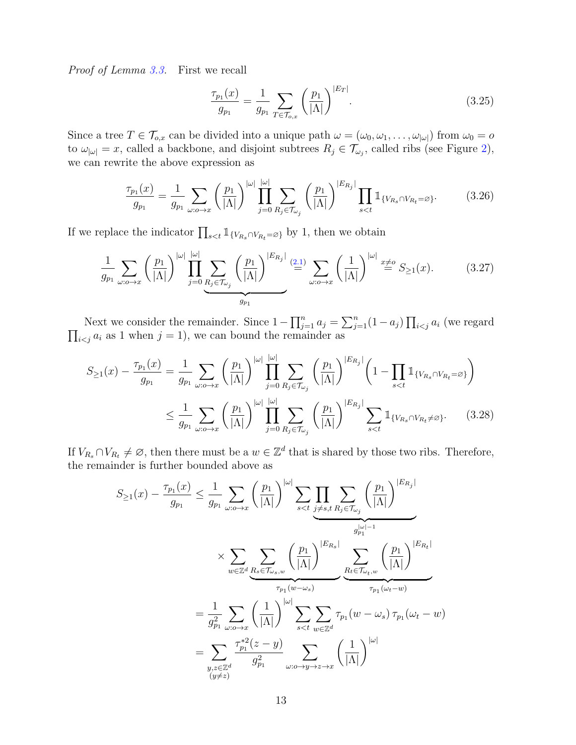*Proof of Lemma 3.3.* First we recall

$$\frac{\tau_{p_1}(x)}{g_{p_1}} = \frac{1}{g_{p_1}} \sum_{T \in \mathcal{T}_{o,x}} \left(\frac{p_1}{|\Lambda|}\right)^{|E_T|}. \tag{3.25}$$

Since a tree $T \in \mathcal{T}_{o,x}$ can be divided into a unique path $\omega = (\omega_0, \omega_1, \ldots, \omega_{|\omega|})$ from $\omega_0 = o$ to $\omega_{|\omega|} = x$, called a backbone, and disjoint subtrees $R_j \in \mathcal{T}_{\omega_j}$, called ribs (see Figure 2), we can rewrite the above expression as

$$\frac{\tau_{p_1}(x)}{g_{p_1}} = \frac{1}{g_{p_1}} \sum_{\omega: o \to x} \left(\frac{p_1}{|\Lambda|}\right)^{|\omega|} \prod_{j=0}^{|\omega|} \sum_{R_j \in \mathcal{T}_{\omega_j}} \left(\frac{p_1}{|\Lambda|}\right)^{|E_{R_j}|} \prod_{s<t} \mathbb{1}_{\{V_{R_s} \cap V_{R_t} = \varnothing\}}. \tag{3.26}$$

If we replace the indicator $\prod_{s<t} \mathbb{1}_{\{V_{R_s} \cap V_{R_t} = \varnothing\}}$ by 1, then we obtain

$$\frac{1}{g_{p_1}} \sum_{\omega: o \to x} \left(\frac{p_1}{|\Lambda|}\right)^{|\omega|} \prod_{j=0}^{|\omega|} \underbrace{\sum_{R_j \in \mathcal{T}_{\omega_j}} \left(\frac{p_1}{|\Lambda|}\right)^{|E_{R_j}|}}_{g_{p_1}} \overset{(2.1)}{=} \sum_{\omega: o \to x} \left(\frac{1}{|\Lambda|}\right)^{|\omega|} \overset{x \neq o}{=} S_{\geq 1}(x). \tag{3.27}$$

Next we consider the remainder. Since $1 - \prod_{j=1}^n a_j = \sum_{j=1}^n (1 - a_j) \prod_{i<j} a_i$ (we regard $\prod_{i<j} a_i$ as 1 when $j = 1$), we can bound the remainder as

$$\begin{aligned}
S_{\geq 1}(x) - \frac{\tau_{p_1}(x)}{g_{p_1}} &= \frac{1}{g_{p_1}} \sum_{\omega: o \to x} \left(\frac{p_1}{|\Lambda|}\right)^{|\omega|} \prod_{j=0}^{|\omega|} \sum_{R_j \in \mathcal{T}_{\omega_j}} \left(\frac{p_1}{|\Lambda|}\right)^{|E_{R_j}|} \left(1 - \prod_{s<t} \mathbb{1}_{\{V_{R_s} \cap V_{R_t} = \varnothing\}}\right) \\
&\leq \frac{1}{g_{p_1}} \sum_{\omega: o \to x} \left(\frac{p_1}{|\Lambda|}\right)^{|\omega|} \prod_{j=0}^{|\omega|} \sum_{R_j \in \mathcal{T}_{\omega_j}} \left(\frac{p_1}{|\Lambda|}\right)^{|E_{R_j}|} \sum_{s<t} \mathbb{1}_{\{V_{R_s} \cap V_{R_t} \neq \varnothing\}}.
\end{aligned} \tag{3.28}$$

If $V_{R_s} \cap V_{R_t} \neq \varnothing$, then there must be a $w \in \mathbb{Z}^d$ that is shared by those two ribs. Therefore, the remainder is further bounded above as

$$\begin{aligned}
S_{\geq 1}(x) - \frac{\tau_{p_1}(x)}{g_{p_1}} &\leq \frac{1}{g_{p_1}} \sum_{\omega: o \to x} \left(\frac{p_1}{|\Lambda|}\right)^{|\omega|} \sum_{s<t} \underbrace{\prod_{j \neq s,t} \sum_{R_j \in \mathcal{T}_{\omega_j}} \left(\frac{p_1}{|\Lambda|}\right)^{|E_{R_j}|}}_{g_{p_1}^{|\omega|-1}} \\
&\qquad \times \sum_{w \in \mathbb{Z}^d} \underbrace{\sum_{R_s \in \mathcal{T}_{\omega_s, w}} \left(\frac{p_1}{|\Lambda|}\right)^{|E_{R_s}|}}_{\tau_{p_1}(w - \omega_s)} \underbrace{\sum_{R_t \in \mathcal{T}_{\omega_t, w}} \left(\frac{p_1}{|\Lambda|}\right)^{|E_{R_t}|}}_{\tau_{p_1}(\omega_t - w)} \\
&= \frac{1}{g_{p_1}^2} \sum_{\omega: o \to x} \left(\frac{1}{|\Lambda|}\right)^{|\omega|} \sum_{s<t} \sum_{w \in \mathbb{Z}^d} \tau_{p_1}(w - \omega_s)\, \tau_{p_1}(\omega_t - w) \\
&= \sum_{\substack{y,z \in \mathbb{Z}^d \\ (y \neq z)}} \frac{\tau_{p_1}^{*2}(z - y)}{g_{p_1}^2} \sum_{\omega: o \to y \to z \to x} \left(\frac{1}{|\Lambda|}\right)^{|\omega|}
\end{aligned}$$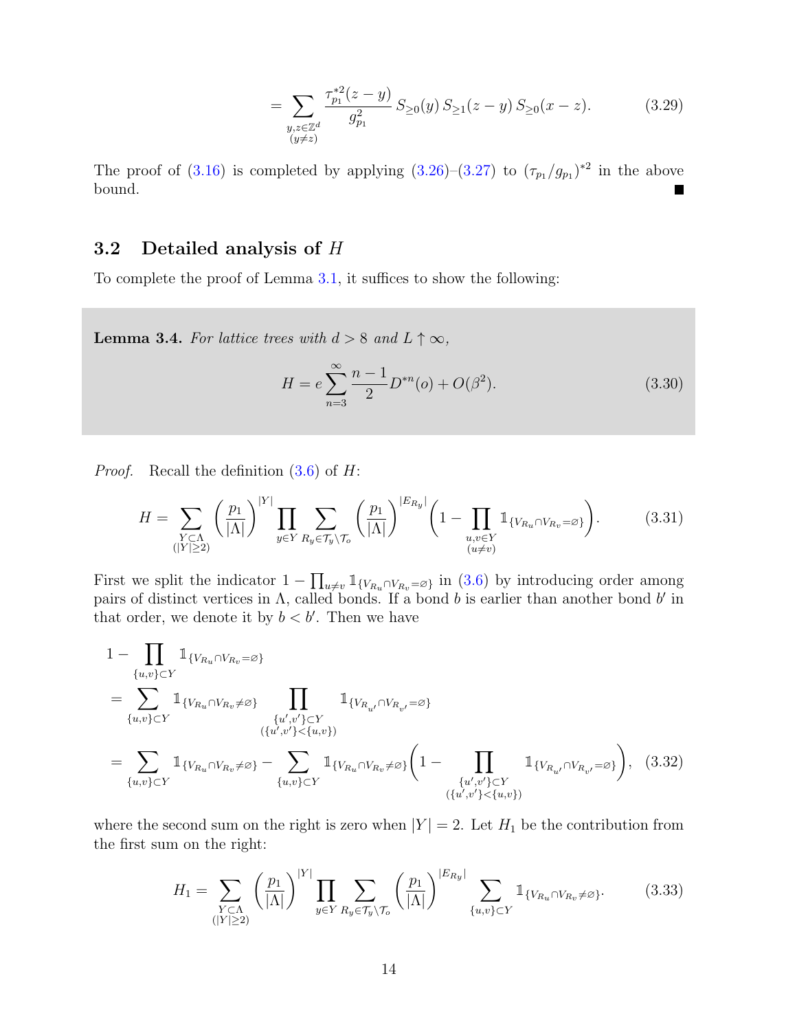$$= \sum_{\substack{y,z \in \mathbb{Z}^d \\ (y \neq z)}} \frac{\tau_{p_1}^{*2}(z-y)}{g_{p_1}^2} S_{\geq 0}(y)\, S_{\geq 1}(z-y)\, S_{\geq 0}(x-z). \tag{3.29}$$

The proof of (3.16) is completed by applying (3.26)–(3.27) to $(\tau_{p_1}/g_{p_1})^{*2}$ in the above bound. ∎

## 3.2 Detailed analysis of $H$

To complete the proof of Lemma 3.1, it suffices to show the following:

**Lemma 3.4.** *For lattice trees with $d > 8$ and $L \uparrow \infty$,*

$$H = e \sum_{n=3}^{\infty} \frac{n-1}{2} D^{*n}(o) + O(\beta^2). \tag{3.30}$$

*Proof.* Recall the definition (3.6) of $H$:

$$H = \sum_{\substack{Y \subset \Lambda \\ (|Y| \geq 2)}} \left(\frac{p_1}{|\Lambda|}\right)^{|Y|} \prod_{y \in Y} \sum_{R_y \in \mathcal{T}_y \setminus \mathcal{T}_o} \left(\frac{p_1}{|\Lambda|}\right)^{|E_{R_y}|} \left(1 - \prod_{\substack{u,v \in Y \\ (u \neq v)}} \mathbb{1}_{\{V_{R_u} \cap V_{R_v} = \varnothing\}}\right). \tag{3.31}$$

First we split the indicator $1 - \prod_{u \neq v} \mathbb{1}_{\{V_{R_u} \cap V_{R_v} = \varnothing\}}$ in (3.6) by introducing order among pairs of distinct vertices in $\Lambda$, called bonds. If a bond $b$ is earlier than another bond $b'$ in that order, we denote it by $b < b'$. Then we have

$$\begin{aligned}
1 &- \prod_{\{u,v\} \subset Y} \mathbb{1}_{\{V_{R_u} \cap V_{R_v} = \varnothing\}} \\
&= \sum_{\{u,v\} \subset Y} \mathbb{1}_{\{V_{R_u} \cap V_{R_v} \neq \varnothing\}} \prod_{\substack{\{u',v'\} \subset Y \\ (\{u',v'\} < \{u,v\})}} \mathbb{1}_{\{V_{R_{u'}} \cap V_{R_{v'}} = \varnothing\}} \\
&= \sum_{\{u,v\} \subset Y} \mathbb{1}_{\{V_{R_u} \cap V_{R_v} \neq \varnothing\}} - \sum_{\{u,v\} \subset Y} \mathbb{1}_{\{V_{R_u} \cap V_{R_v} \neq \varnothing\}} \left(1 - \prod_{\substack{\{u',v'\} \subset Y \\ (\{u',v'\} < \{u,v\})}} \mathbb{1}_{\{V_{R_{u'}} \cap V_{R_{v'}} = \varnothing\}}\right),
\end{aligned} \tag{3.32}$$

where the second sum on the right is zero when $|Y| = 2$. Let $H_1$ be the contribution from the first sum on the right:

$$H_1 = \sum_{\substack{Y \subset \Lambda \\ (|Y| \geq 2)}} \left(\frac{p_1}{|\Lambda|}\right)^{|Y|} \prod_{y \in Y} \sum_{R_y \in \mathcal{T}_y \setminus \mathcal{T}_o} \left(\frac{p_1}{|\Lambda|}\right)^{|E_{R_y}|} \sum_{\{u,v\} \subset Y} \mathbb{1}_{\{V_{R_u} \cap V_{R_v} \neq \varnothing\}}. \tag{3.33}$$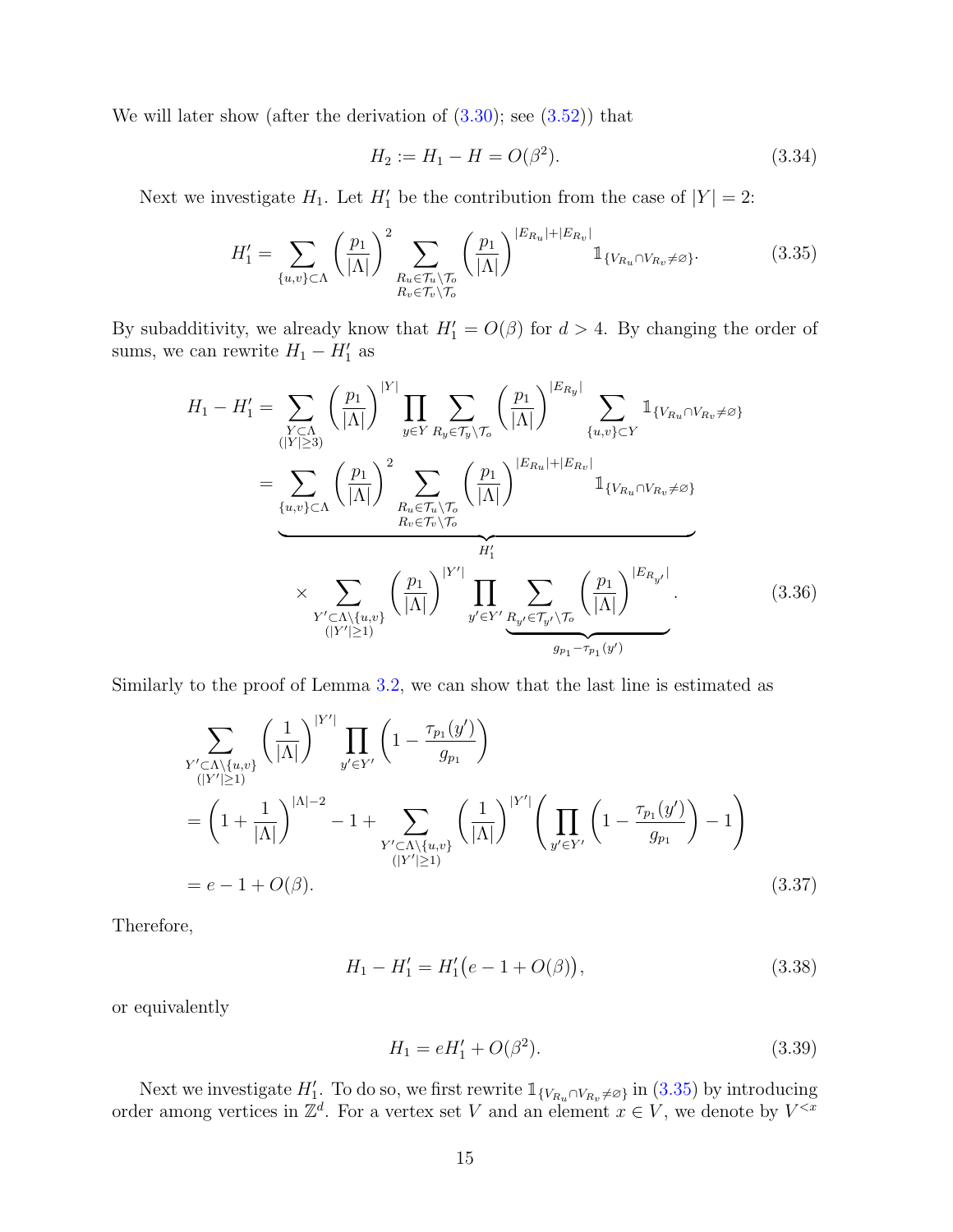We will later show (after the derivation of (3.30); see (3.52)) that

$$H_2 := H_1 - H = O(\beta^2). \tag{3.34}$$

Next we investigate $H_1$. Let $H_1'$ be the contribution from the case of $|Y| = 2$:

$$H_1' = \sum_{\{u,v\}\subset\Lambda} \left(\frac{p_1}{|\Lambda|}\right)^2 \sum_{\substack{R_u\in\mathcal{T}_u\setminus\mathcal{T}_o\\ R_v\in\mathcal{T}_v\setminus\mathcal{T}_o}} \left(\frac{p_1}{|\Lambda|}\right)^{|E_{R_u}|+|E_{R_v}|} \mathbb{1}_{\{V_{R_u}\cap V_{R_v}\neq\varnothing\}}. \tag{3.35}$$

By subadditivity, we already know that $H_1' = O(\beta)$ for $d > 4$. By changing the order of sums, we can rewrite $H_1 - H_1'$ as

$$\begin{aligned}
H_1 - H_1' &= \sum_{\substack{Y\subset\Lambda\\ (|Y|\geq 3)}} \left(\frac{p_1}{|\Lambda|}\right)^{|Y|} \prod_{y\in Y} \sum_{R_y\in\mathcal{T}_y\setminus\mathcal{T}_o} \left(\frac{p_1}{|\Lambda|}\right)^{|E_{R_y}|} \sum_{\{u,v\}\subset Y} \mathbb{1}_{\{V_{R_u}\cap V_{R_v}\neq\varnothing\}} \\
&= \underbrace{\sum_{\{u,v\}\subset\Lambda} \left(\frac{p_1}{|\Lambda|}\right)^2 \sum_{\substack{R_u\in\mathcal{T}_u\setminus\mathcal{T}_o\\ R_v\in\mathcal{T}_v\setminus\mathcal{T}_o}} \left(\frac{p_1}{|\Lambda|}\right)^{|E_{R_u}|+|E_{R_v}|} \mathbb{1}_{\{V_{R_u}\cap V_{R_v}\neq\varnothing\}}}_{H_1'} \\
&\qquad \times \sum_{\substack{Y'\subset\Lambda\setminus\{u,v\}\\ (|Y'|\geq 1)}} \left(\frac{p_1}{|\Lambda|}\right)^{|Y'|} \prod_{y'\in Y'} \underbrace{\sum_{R_{y'}\in\mathcal{T}_{y'}\setminus\mathcal{T}_o} \left(\frac{p_1}{|\Lambda|}\right)^{|E_{R_{y'}}|}}_{g_{p_1}-\tau_{p_1}(y')}.
\end{aligned} \tag{3.36}$$

Similarly to the proof of Lemma 3.2, we can show that the last line is estimated as

$$\begin{aligned}
&\sum_{\substack{Y'\subset\Lambda\setminus\{u,v\}\\ (|Y'|\geq 1)}} \left(\frac{1}{|\Lambda|}\right)^{|Y'|} \prod_{y'\in Y'} \left(1 - \frac{\tau_{p_1}(y')}{g_{p_1}}\right) \\
&= \left(1 + \frac{1}{|\Lambda|}\right)^{|\Lambda|-2} - 1 + \sum_{\substack{Y'\subset\Lambda\setminus\{u,v\}\\ (|Y'|\geq 1)}} \left(\frac{1}{|\Lambda|}\right)^{|Y'|} \left(\prod_{y'\in Y'} \left(1 - \frac{\tau_{p_1}(y')}{g_{p_1}}\right) - 1\right) \\
&= e - 1 + O(\beta).
\end{aligned} \tag{3.37}$$

Therefore,

$$H_1 - H_1' = H_1'\big(e - 1 + O(\beta)\big), \tag{3.38}$$

or equivalently

$$H_1 = eH_1' + O(\beta^2). \tag{3.39}$$

Next we investigate $H_1'$. To do so, we first rewrite $\mathbb{1}_{\{V_{R_u}\cap V_{R_v}\neq\varnothing\}}$ in (3.35) by introducing order among vertices in $\mathbb{Z}^d$. For a vertex set $V$ and an element $x \in V$, we denote by $V^{<x}$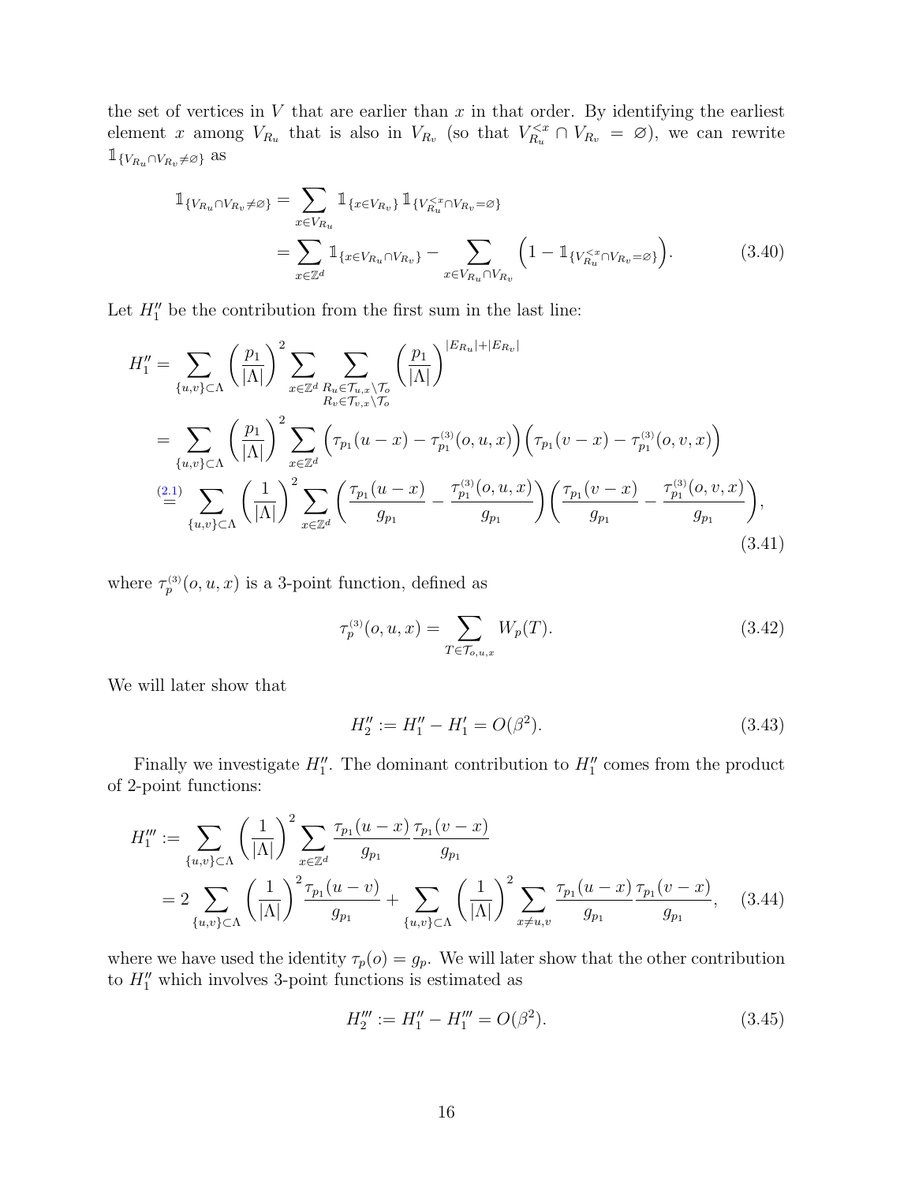the set of vertices in $V$ that are earlier than $x$ in that order. By identifying the earliest element $x$ among $V_{R_u}$ that is also in $V_{R_v}$ (so that $V_{R_u}^{<x} \cap V_{R_v} = \varnothing$), we can rewrite $\mathbb{1}_{\{V_{R_u} \cap V_{R_v} \neq \varnothing\}}$ as

$$
\begin{aligned}
\mathbb{1}_{\{V_{R_u} \cap V_{R_v} \neq \varnothing\}} &= \sum_{x \in V_{R_u}} \mathbb{1}_{\{x \in V_{R_v}\}} \mathbb{1}_{\{V_{R_u}^{<x} \cap V_{R_v} = \varnothing\}} \\
&= \sum_{x \in \mathbb{Z}^d} \mathbb{1}_{\{x \in V_{R_u} \cap V_{R_v}\}} - \sum_{x \in V_{R_u} \cap V_{R_v}} \Big(1 - \mathbb{1}_{\{V_{R_u}^{<x} \cap V_{R_v} = \varnothing\}}\Big).
\end{aligned} \tag{3.40}
$$

Let $H_1''$ be the contribution from the first sum in the last line:

$$
\begin{aligned}
H_1'' &= \sum_{\{u,v\} \subset \Lambda} \left(\frac{p_1}{|\Lambda|}\right)^2 \sum_{x \in \mathbb{Z}^d} \sum_{\substack{R_u \in \mathcal{T}_{u,x} \setminus \mathcal{T}_o \\ R_v \in \mathcal{T}_{v,x} \setminus \mathcal{T}_o}} \left(\frac{p_1}{|\Lambda|}\right)^{|E_{R_u}| + |E_{R_v}|} \\
&= \sum_{\{u,v\} \subset \Lambda} \left(\frac{p_1}{|\Lambda|}\right)^2 \sum_{x \in \mathbb{Z}^d} \Big(\tau_{p_1}(u - x) - \tau_{p_1}^{(3)}(o,u,x)\Big)\Big(\tau_{p_1}(v - x) - \tau_{p_1}^{(3)}(o,v,x)\Big) \\
&\overset{(2.1)}{=} \sum_{\{u,v\} \subset \Lambda} \left(\frac{1}{|\Lambda|}\right)^2 \sum_{x \in \mathbb{Z}^d} \left(\frac{\tau_{p_1}(u - x)}{g_{p_1}} - \frac{\tau_{p_1}^{(3)}(o,u,x)}{g_{p_1}}\right)\left(\frac{\tau_{p_1}(v - x)}{g_{p_1}} - \frac{\tau_{p_1}^{(3)}(o,v,x)}{g_{p_1}}\right),
\end{aligned} \tag{3.41}
$$

where $\tau_p^{(3)}(o,u,x)$ is a 3-point function, defined as

$$
\tau_p^{(3)}(o,u,x) = \sum_{T \in \mathcal{T}_{o,u,x}} W_p(T). \tag{3.42}
$$

We will later show that

$$
H_2'' := H_1'' - H_1' = O(\beta^2). \tag{3.43}
$$

Finally we investigate $H_1''$. The dominant contribution to $H_1''$ comes from the product of 2-point functions:

$$
\begin{aligned}
H_1''' &:= \sum_{\{u,v\} \subset \Lambda} \left(\frac{1}{|\Lambda|}\right)^2 \sum_{x \in \mathbb{Z}^d} \frac{\tau_{p_1}(u - x)}{g_{p_1}} \frac{\tau_{p_1}(v - x)}{g_{p_1}} \\
&= 2 \sum_{\{u,v\} \subset \Lambda} \left(\frac{1}{|\Lambda|}\right)^2 \frac{\tau_{p_1}(u - v)}{g_{p_1}} + \sum_{\{u,v\} \subset \Lambda} \left(\frac{1}{|\Lambda|}\right)^2 \sum_{x \neq u,v} \frac{\tau_{p_1}(u - x)}{g_{p_1}} \frac{\tau_{p_1}(v - x)}{g_{p_1}},
\end{aligned} \tag{3.44}
$$

where we have used the identity $\tau_p(o) = g_p$. We will later show that the other contribution to $H_1''$ which involves 3-point functions is estimated as

$$
H_2''' := H_1'' - H_1''' = O(\beta^2). \tag{3.45}
$$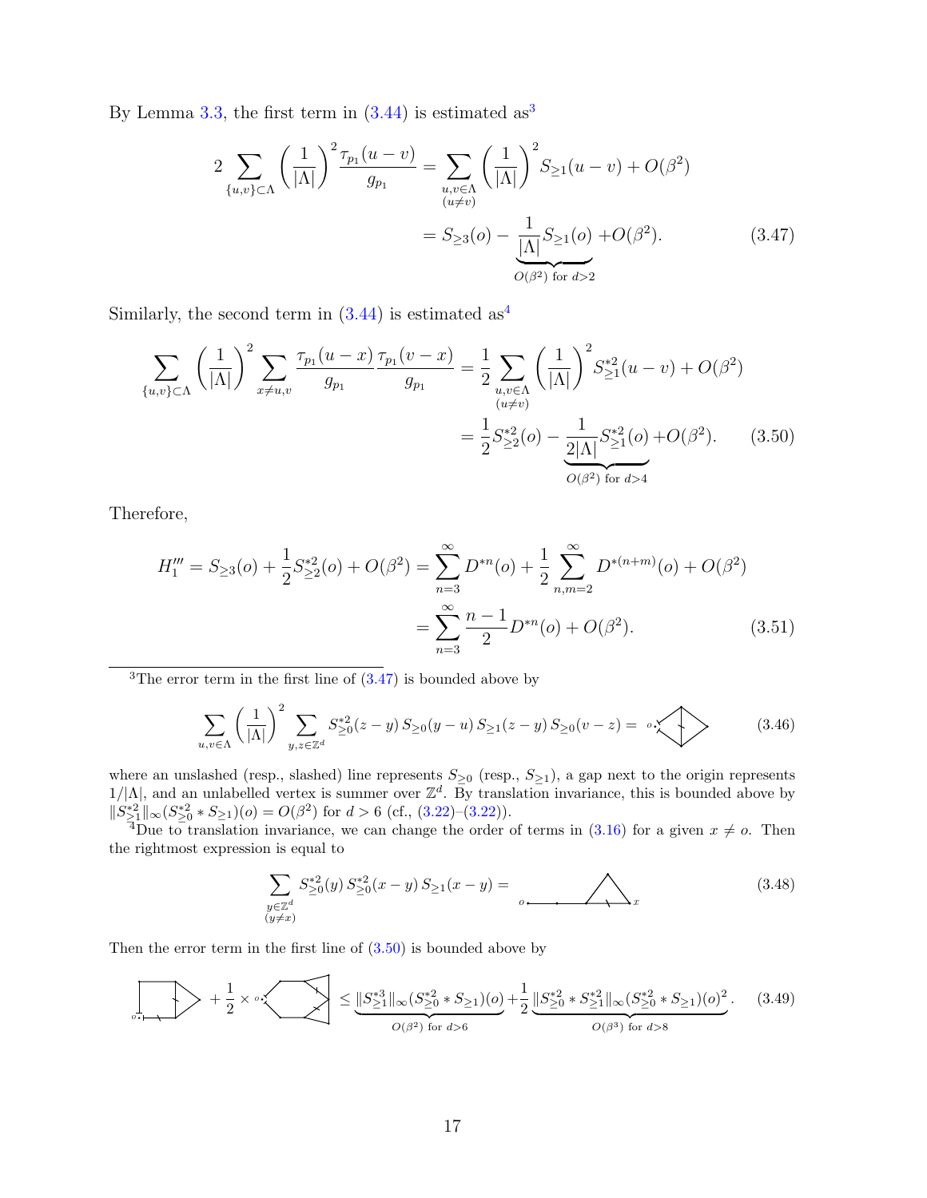By Lemma 3.3, the first term in (3.44) is estimated as[3]

$$2\sum_{\{u,v\}\subset\Lambda}\left(\frac{1}{|\Lambda|}\right)^2\frac{\tau_{p_1}(u-v)}{g_{p_1}} = \sum_{\substack{u,v\in\Lambda\\(u\neq v)}}\left(\frac{1}{|\Lambda|}\right)^2 S_{\ge 1}(u-v) + O(\beta^2)$$

$$= S_{\ge 3}(o) - \underbrace{\frac{1}{|\Lambda|}S_{\ge 1}(o)}_{O(\beta^2)\text{ for }d>2} + O(\beta^2). \tag{3.47}$$

Similarly, the second term in (3.44) is estimated as[4]

$$\sum_{\{u,v\}\subset\Lambda}\left(\frac{1}{|\Lambda|}\right)^2\sum_{x\neq u,v}\frac{\tau_{p_1}(u-x)}{g_{p_1}}\frac{\tau_{p_1}(v-x)}{g_{p_1}} = \frac{1}{2}\sum_{\substack{u,v\in\Lambda\\(u\neq v)}}\left(\frac{1}{|\Lambda|}\right)^2 S_{\ge 1}^{*2}(u-v) + O(\beta^2)$$

$$= \frac{1}{2}S_{\ge 2}^{*2}(o) - \underbrace{\frac{1}{2|\Lambda|}S_{\ge 1}^{*2}(o)}_{O(\beta^2)\text{ for }d>4} + O(\beta^2). \tag{3.50}$$

Therefore,

$$H_1''' = S_{\ge 3}(o) + \frac{1}{2}S_{\ge 2}^{*2}(o) + O(\beta^2) = \sum_{n=3}^{\infty}D^{*n}(o) + \frac{1}{2}\sum_{n,m=2}^{\infty}D^{*(n+m)}(o) + O(\beta^2)$$

$$= \sum_{n=3}^{\infty}\frac{n-1}{2}D^{*n}(o) + O(\beta^2). \tag{3.51}$$

---

[3] The error term in the first line of (3.47) is bounded above by

$$\sum_{u,v\in\Lambda}\left(\frac{1}{|\Lambda|}\right)^2\sum_{y,z\in\mathbb{Z}^d}S_{\ge 0}^{*2}(z-y)\,S_{\ge 0}(y-u)\,S_{\ge 1}(z-y)\,S_{\ge 0}(v-z) = \text{[diagram]} \tag{3.46}$$

where an unslashed (resp., slashed) line represents $S_{\ge 0}$ (resp., $S_{\ge 1}$), a gap next to the origin represents $1/|\Lambda|$, and an unlabelled vertex is summer over $\mathbb{Z}^d$. By translation invariance, this is bounded above by $\|S_{\ge 1}^{*2}\|_\infty(S_{\ge 0}^{*2}*S_{\ge 1})(o) = O(\beta^2)$ for $d>6$ (cf., (3.22)–(3.22)).

[4] Due to translation invariance, we can change the order of terms in (3.16) for a given $x\neq o$. Then the rightmost expression is equal to

$$\sum_{\substack{y\in\mathbb{Z}^d\\(y\neq x)}}S_{\ge 0}^{*2}(y)\,S_{\ge 0}^{*2}(x-y)\,S_{\ge 1}(x-y) = \text{[diagram]} \tag{3.48}$$

Then the error term in the first line of (3.50) is bounded above by

$$\text{[diagram]} + \frac{1}{2}\times\text{[diagram]} \le \underbrace{\|S_{\ge 1}^{*3}\|_\infty(S_{\ge 0}^{*2}*S_{\ge 1})(o)}_{O(\beta^2)\text{ for }d>6} + \frac{1}{2}\underbrace{\|S_{\ge 0}^{*2}*S_{\ge 1}^{*2}\|_\infty(S_{\ge 0}^{*2}*S_{\ge 1})(o)^2}_{O(\beta^3)\text{ for }d>8}. \tag{3.49}$$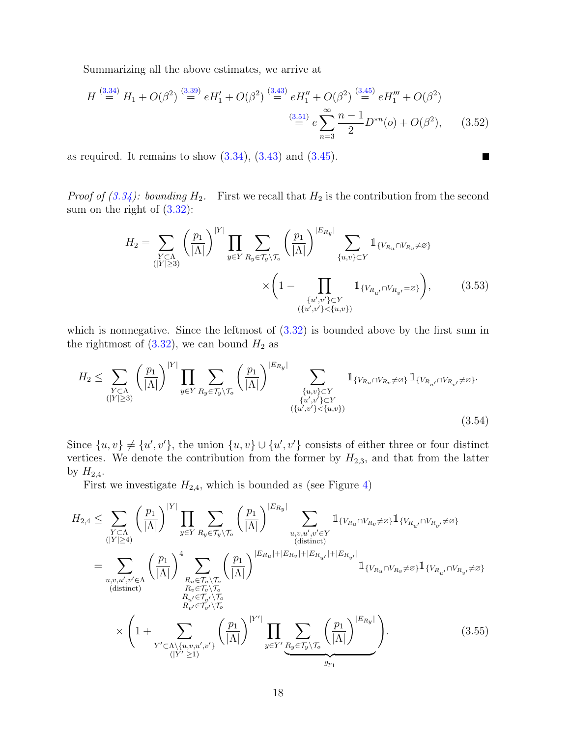Summarizing all the above estimates, we arrive at

$$H \overset{(3.34)}{=} H_1 + O(\beta^2) \overset{(3.39)}{=} eH_1' + O(\beta^2) \overset{(3.43)}{=} eH_1'' + O(\beta^2) \overset{(3.45)}{=} eH_1''' + O(\beta^2) \overset{(3.51)}{=} e\sum_{n=3}^{\infty} \frac{n-1}{2} D^{*n}(o) + O(\beta^2), \tag{3.52}$$

as required. It remains to show (3.34), (3.43) and (3.45). ■

*Proof of (3.34): bounding $H_2$.* First we recall that $H_2$ is the contribution from the second sum on the right of (3.32):

$$H_2 = \sum_{\substack{Y\subset\Lambda \\ (|Y|\geq 3)}} \left(\frac{p_1}{|\Lambda|}\right)^{|Y|} \prod_{y\in Y} \sum_{R_y\in\mathcal{T}_y\setminus\mathcal{T}_o} \left(\frac{p_1}{|\Lambda|}\right)^{|E_{R_y}|} \sum_{\{u,v\}\subset Y} \mathbb{1}_{\{V_{R_u}\cap V_{R_v}\neq\varnothing\}} \times\Bigg(1 - \prod_{\substack{\{u',v'\}\subset Y \\ (\{u',v'\}<\{u,v\})}} \mathbb{1}_{\{V_{R_{u'}}\cap V_{R_{v'}}=\varnothing\}}\Bigg), \tag{3.53}$$

which is nonnegative. Since the leftmost of (3.32) is bounded above by the first sum in the rightmost of (3.32), we can bound $H_2$ as

$$H_2 \leq \sum_{\substack{Y\subset\Lambda \\ (|Y|\geq 3)}} \left(\frac{p_1}{|\Lambda|}\right)^{|Y|} \prod_{y\in Y} \sum_{R_y\in\mathcal{T}_y\setminus\mathcal{T}_o} \left(\frac{p_1}{|\Lambda|}\right)^{|E_{R_y}|} \sum_{\substack{\{u,v\}\subset Y \\ \{u',v'\}\subset Y \\ (\{u',v'\}<\{u,v\})}} \mathbb{1}_{\{V_{R_u}\cap V_{R_v}\neq\varnothing\}} \mathbb{1}_{\{V_{R_{u'}}\cap V_{R_{v'}}\neq\varnothing\}}. \tag{3.54}$$

Since $\{u,v\}\neq\{u',v'\}$, the union $\{u,v\}\cup\{u',v'\}$ consists of either three or four distinct vertices. We denote the contribution from the former by $H_{2,3}$, and that from the latter by $H_{2,4}$.

First we investigate $H_{2,4}$, which is bounded as (see Figure 4)

$$\begin{aligned} H_{2,4} &\leq \sum_{\substack{Y\subset\Lambda \\ (|Y|\geq 4)}} \left(\frac{p_1}{|\Lambda|}\right)^{|Y|} \prod_{y\in Y} \sum_{R_y\in\mathcal{T}_y\setminus\mathcal{T}_o} \left(\frac{p_1}{|\Lambda|}\right)^{|E_{R_y}|} \sum_{\substack{u,v,u',v'\in Y \\ \text{(distinct)}}} \mathbb{1}_{\{V_{R_u}\cap V_{R_v}\neq\varnothing\}} \mathbb{1}_{\{V_{R_{u'}}\cap V_{R_{v'}}\neq\varnothing\}} \\ &= \sum_{\substack{u,v,u',v'\in\Lambda \\ \text{(distinct)}}} \left(\frac{p_1}{|\Lambda|}\right)^4 \sum_{\substack{R_u\in\mathcal{T}_u\setminus\mathcal{T}_o \\ R_v\in\mathcal{T}_v\setminus\mathcal{T}_o \\ R_{u'}\in\mathcal{T}_{u'}\setminus\mathcal{T}_o \\ R_{v'}\in\mathcal{T}_{v'}\setminus\mathcal{T}_o}} \left(\frac{p_1}{|\Lambda|}\right)^{|E_{R_u}|+|E_{R_v}|+|E_{R_{u'}}|+|E_{R_{v'}}|} \mathbb{1}_{\{V_{R_u}\cap V_{R_v}\neq\varnothing\}} \mathbb{1}_{\{V_{R_{u'}}\cap V_{R_{v'}}\neq\varnothing\}} \\ &\quad\times\Bigg(1 + \sum_{\substack{Y'\subset\Lambda\setminus\{u,v,u',v'\} \\ (|Y'|\geq 1)}} \left(\frac{p_1}{|\Lambda|}\right)^{|Y'|} \prod_{y\in Y'} \underbrace{\sum_{R_y\in\mathcal{T}_y\setminus\mathcal{T}_o} \left(\frac{p_1}{|\Lambda|}\right)^{|E_{R_y}|}}_{g_{p_1}}\Bigg). \end{aligned} \tag{3.55}$$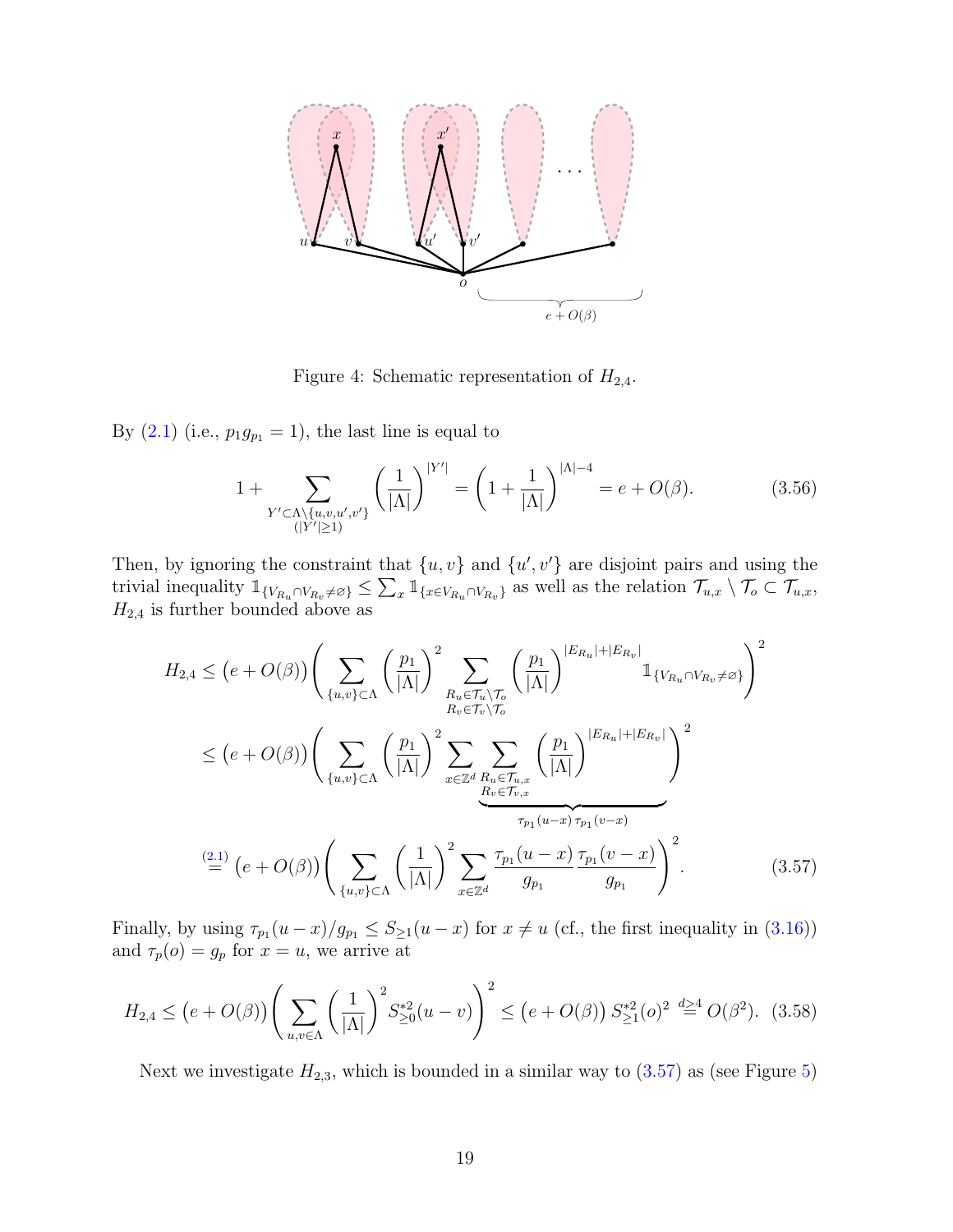Figure 4: Schematic representation of $H_{2,4}$.

By (2.1) (i.e., $p_1 g_{p_1} = 1$), the last line is equal to

$$1 + \sum_{\substack{Y' \subset \Lambda \setminus \{u,v,u',v'\} \\ (|Y'| \geq 1)}} \left(\frac{1}{|\Lambda|}\right)^{|Y'|} = \left(1 + \frac{1}{|\Lambda|}\right)^{|\Lambda|-4} = e + O(\beta). \tag{3.56}$$

Then, by ignoring the constraint that $\{u, v\}$ and $\{u', v'\}$ are disjoint pairs and using the trivial inequality $\mathbb{1}_{\{V_{R_u} \cap V_{R_v} \neq \varnothing\}} \leq \sum_x \mathbb{1}_{\{x \in V_{R_u} \cap V_{R_v}\}}$ as well as the relation $\mathcal{T}_{u,x} \setminus \mathcal{T}_o \subset \mathcal{T}_{u,x}$, $H_{2,4}$ is further bounded above as

$$\begin{aligned}
H_{2,4} &\leq \big(e + O(\beta)\big) \Bigg( \sum_{\{u,v\} \subset \Lambda} \left(\frac{p_1}{|\Lambda|}\right)^2 \sum_{\substack{R_u \in \mathcal{T}_u \setminus \mathcal{T}_o \\ R_v \in \mathcal{T}_v \setminus \mathcal{T}_o}} \left(\frac{p_1}{|\Lambda|}\right)^{|E_{R_u}| + |E_{R_v}|} \mathbb{1}_{\{V_{R_u} \cap V_{R_v} \neq \varnothing\}} \Bigg)^2 \\
&\leq \big(e + O(\beta)\big) \Bigg( \sum_{\{u,v\} \subset \Lambda} \left(\frac{p_1}{|\Lambda|}\right)^2 \sum_{x \in \mathbb{Z}^d} \underbrace{\sum_{\substack{R_u \in \mathcal{T}_{u,x} \\ R_v \in \mathcal{T}_{v,x}}} \left(\frac{p_1}{|\Lambda|}\right)^{|E_{R_u}| + |E_{R_v}|}}_{\tau_{p_1}(u-x)\, \tau_{p_1}(v-x)} \Bigg)^2 \\
&\overset{(2.1)}{=} \big(e + O(\beta)\big) \Bigg( \sum_{\{u,v\} \subset \Lambda} \left(\frac{1}{|\Lambda|}\right)^2 \sum_{x \in \mathbb{Z}^d} \frac{\tau_{p_1}(u-x)}{g_{p_1}} \frac{\tau_{p_1}(v-x)}{g_{p_1}} \Bigg)^2.
\end{aligned} \tag{3.57}$$

Finally, by using $\tau_{p_1}(u-x)/g_{p_1} \leq S_{\geq 1}(u-x)$ for $x \neq u$ (cf., the first inequality in (3.16)) and $\tau_p(o) = g_p$ for $x = u$, we arrive at

$$H_{2,4} \leq \big(e + O(\beta)\big) \Bigg( \sum_{u,v \in \Lambda} \left(\frac{1}{|\Lambda|}\right)^2 S_{\geq 0}^{*2}(u-v) \Bigg)^2 \leq \big(e + O(\beta)\big)\, S_{\geq 1}^{*2}(o)^2 \overset{d \geq 4}{=} O(\beta^2). \tag{3.58}$$

Next we investigate $H_{2,3}$, which is bounded in a similar way to (3.57) as (see Figure 5)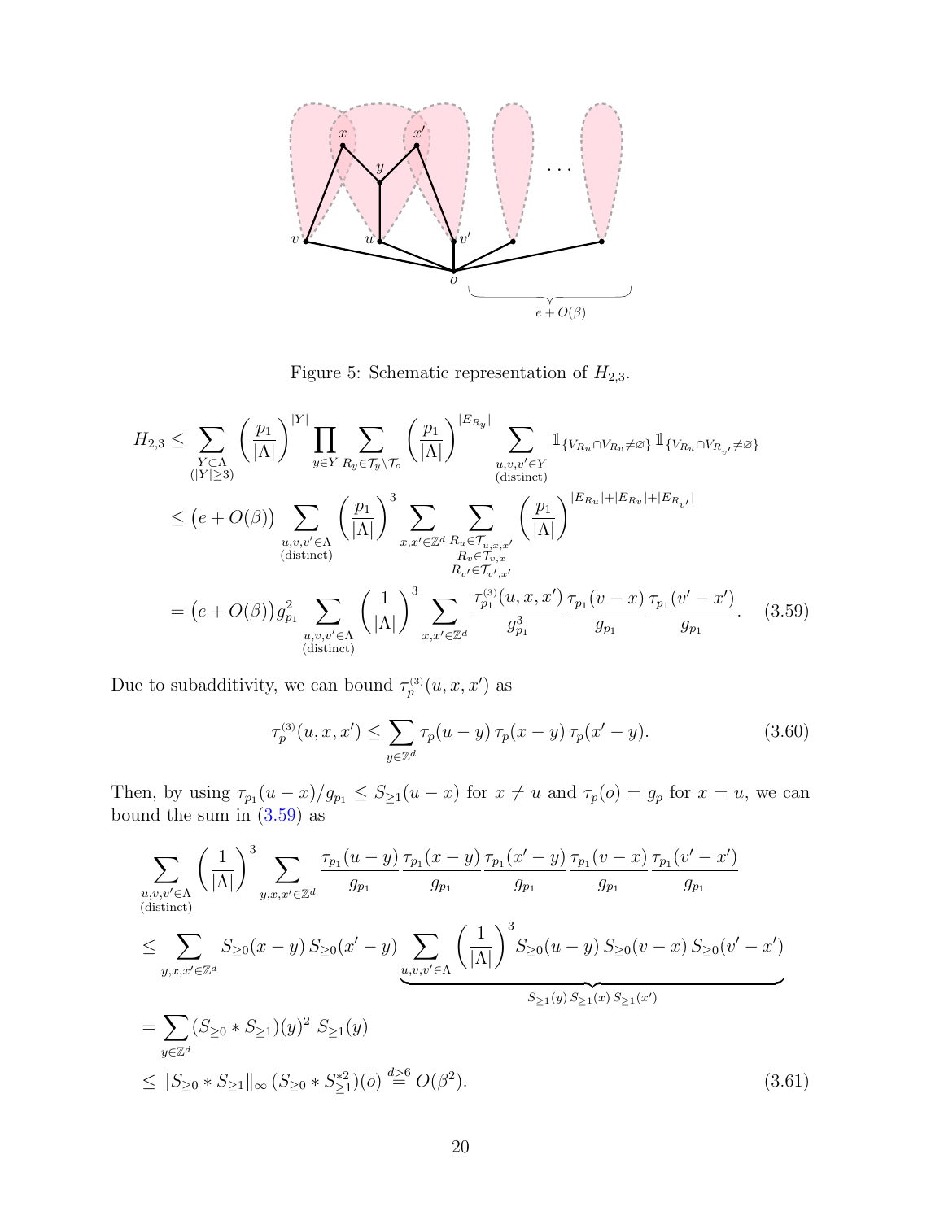Figure 5: Schematic representation of $H_{2,3}$.

$$
\begin{aligned}
H_{2,3} &\leq \sum_{\substack{Y \subset \Lambda \\ (|Y| \geq 3)}} \left(\frac{p_1}{|\Lambda|}\right)^{|Y|} \prod_{y \in Y} \sum_{R_y \in \mathcal{T}_y \setminus \mathcal{T}_o} \left(\frac{p_1}{|\Lambda|}\right)^{|E_{R_y}|} \sum_{\substack{u,v,v' \in Y \\ \text{(distinct)}}} \mathbb{1}_{\{V_{R_u} \cap V_{R_v} \neq \varnothing\}} \mathbb{1}_{\{V_{R_u} \cap V_{R_{v'}} \neq \varnothing\}} \\
&\leq \big(e + O(\beta)\big) \sum_{\substack{u,v,v' \in \Lambda \\ \text{(distinct)}}} \left(\frac{p_1}{|\Lambda|}\right)^3 \sum_{x,x' \in \mathbb{Z}^d} \sum_{\substack{R_u \in \mathcal{T}_{u,x,x'} \\ R_v \in \mathcal{T}_{v,x} \\ R_{v'} \in \mathcal{T}_{v',x'}}} \left(\frac{p_1}{|\Lambda|}\right)^{|E_{R_u}|+|E_{R_v}|+|E_{R_{v'}}|} \\
&= \big(e + O(\beta)\big) g_{p_1}^2 \sum_{\substack{u,v,v' \in \Lambda \\ \text{(distinct)}}} \left(\frac{1}{|\Lambda|}\right)^3 \sum_{x,x' \in \mathbb{Z}^d} \frac{\tau_{p_1}^{(3)}(u,x,x')}{g_{p_1}^3} \frac{\tau_{p_1}(v-x)}{g_{p_1}} \frac{\tau_{p_1}(v'-x')}{g_{p_1}}.
\end{aligned}
\tag{3.59}
$$

Due to subadditivity, we can bound $\tau_p^{(3)}(u,x,x')$ as

$$
\tau_p^{(3)}(u,x,x') \leq \sum_{y \in \mathbb{Z}^d} \tau_p(u-y)\, \tau_p(x-y)\, \tau_p(x'-y). \tag{3.60}
$$

Then, by using $\tau_{p_1}(u-x)/g_{p_1} \leq S_{\geq 1}(u-x)$ for $x \neq u$ and $\tau_p(o) = g_p$ for $x = u$, we can bound the sum in (3.59) as

$$
\begin{aligned}
&\sum_{\substack{u,v,v' \in \Lambda \\ \text{(distinct)}}} \left(\frac{1}{|\Lambda|}\right)^3 \sum_{y,x,x' \in \mathbb{Z}^d} \frac{\tau_{p_1}(u-y)}{g_{p_1}} \frac{\tau_{p_1}(x-y)}{g_{p_1}} \frac{\tau_{p_1}(x'-y)}{g_{p_1}} \frac{\tau_{p_1}(v-x)}{g_{p_1}} \frac{\tau_{p_1}(v'-x')}{g_{p_1}} \\
&\leq \sum_{y,x,x' \in \mathbb{Z}^d} S_{\geq 0}(x-y)\, S_{\geq 0}(x'-y) \underbrace{\sum_{u,v,v' \in \Lambda} \left(\frac{1}{|\Lambda|}\right)^3 S_{\geq 0}(u-y)\, S_{\geq 0}(v-x)\, S_{\geq 0}(v'-x')}_{S_{\geq 1}(y)\, S_{\geq 1}(x)\, S_{\geq 1}(x')} \\
&= \sum_{y \in \mathbb{Z}^d} (S_{\geq 0} * S_{\geq 1})(y)^2\, S_{\geq 1}(y) \\
&\leq \|S_{\geq 0} * S_{\geq 1}\|_\infty\, (S_{\geq 0} * S_{\geq 1}^{*2})(o) \overset{d \geq 6}{=} O(\beta^2).
\end{aligned}
\tag{3.61}
$$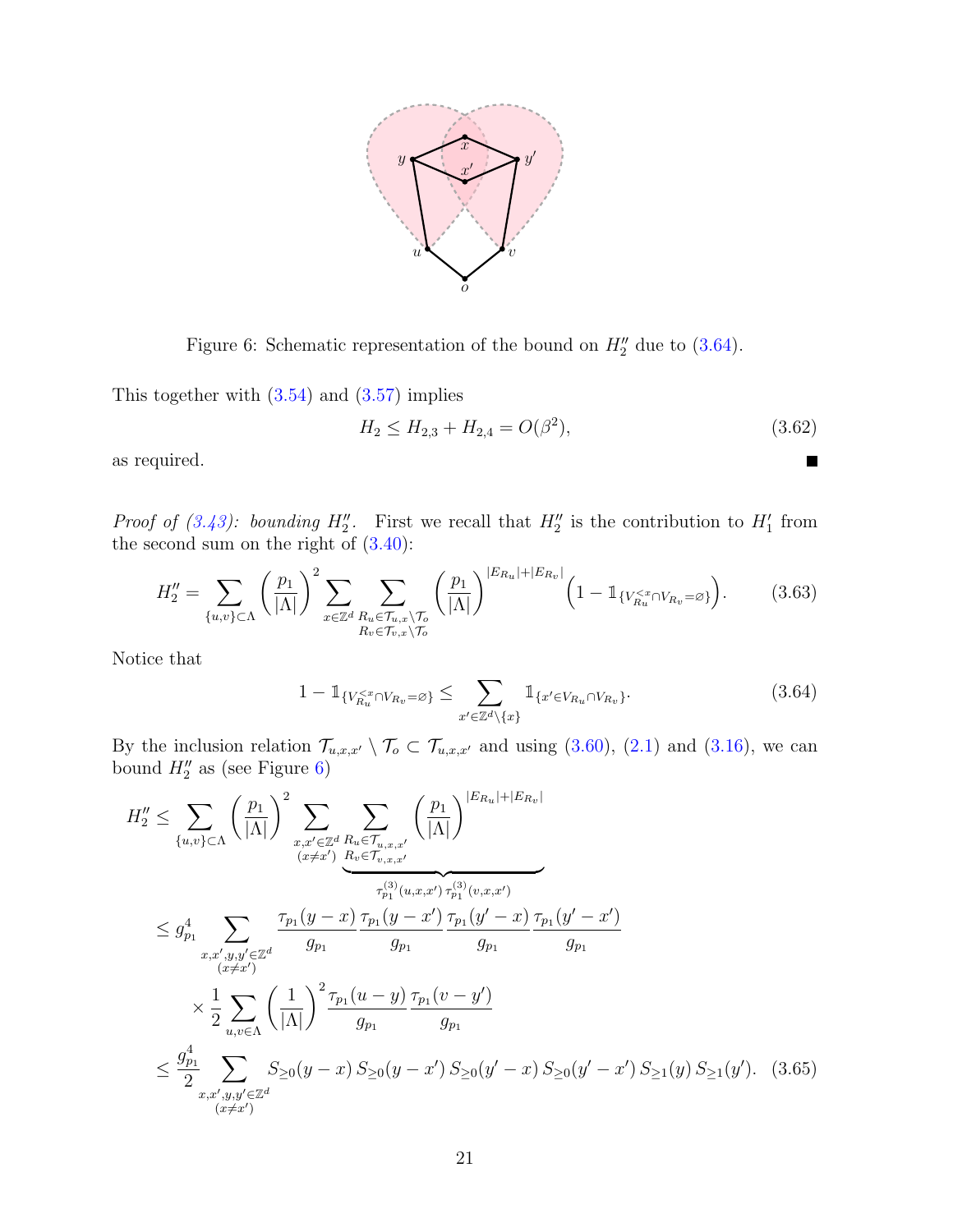Figure 6: Schematic representation of the bound on $H_2''$ due to (3.64).

This together with (3.54) and (3.57) implies

$$H_2 \le H_{2,3} + H_{2,4} = O(\beta^2), \tag{3.62}$$

as required. ■

*Proof of (3.43): bounding $H_2''$.* First we recall that $H_2''$ is the contribution to $H_1'$ from the second sum on the right of (3.40):

$$H_2'' = \sum_{\{u,v\}\subset\Lambda} \left(\frac{p_1}{|\Lambda|}\right)^2 \sum_{x\in\mathbb{Z}^d} \sum_{\substack{R_u\in\mathcal{T}_{u,x}\setminus\mathcal{T}_o \\ R_v\in\mathcal{T}_{v,x}\setminus\mathcal{T}_o}} \left(\frac{p_1}{|\Lambda|}\right)^{|E_{R_u}|+|E_{R_v}|} \Big(1 - \mathbb{1}_{\{V_{R_u}^{<x}\cap V_{R_v}=\varnothing\}}\Big). \tag{3.63}$$

Notice that

$$1 - \mathbb{1}_{\{V_{R_u}^{<x}\cap V_{R_v}=\varnothing\}} \le \sum_{x'\in\mathbb{Z}^d\setminus\{x\}} \mathbb{1}_{\{x'\in V_{R_u}\cap V_{R_v}\}}. \tag{3.64}$$

By the inclusion relation $\mathcal{T}_{u,x,x'}\setminus\mathcal{T}_o \subset \mathcal{T}_{u,x,x'}$ and using (3.60), (2.1) and (3.16), we can bound $H_2''$ as (see Figure 6)

$$\begin{aligned}
H_2'' &\le \sum_{\{u,v\}\subset\Lambda} \left(\frac{p_1}{|\Lambda|}\right)^2 \sum_{\substack{x,x'\in\mathbb{Z}^d \\ (x\ne x')}} \underbrace{\sum_{\substack{R_u\in\mathcal{T}_{u,x,x'} \\ R_v\in\mathcal{T}_{v,x,x'}}} \left(\frac{p_1}{|\Lambda|}\right)^{|E_{R_u}|+|E_{R_v}|}}_{\tau_{p_1}^{(3)}(u,x,x')\,\tau_{p_1}^{(3)}(v,x,x')} \\
&\le g_{p_1}^4 \sum_{\substack{x,x',y,y'\in\mathbb{Z}^d \\ (x\ne x')}} \frac{\tau_{p_1}(y-x)}{g_{p_1}} \frac{\tau_{p_1}(y-x')}{g_{p_1}} \frac{\tau_{p_1}(y'-x)}{g_{p_1}} \frac{\tau_{p_1}(y'-x')}{g_{p_1}} \\
&\qquad \times \frac{1}{2} \sum_{u,v\in\Lambda} \left(\frac{1}{|\Lambda|}\right)^2 \frac{\tau_{p_1}(u-y)}{g_{p_1}} \frac{\tau_{p_1}(v-y')}{g_{p_1}} \\
&\le \frac{g_{p_1}^4}{2} \sum_{\substack{x,x',y,y'\in\mathbb{Z}^d \\ (x\ne x')}} S_{\ge 0}(y-x)\, S_{\ge 0}(y-x')\, S_{\ge 0}(y'-x)\, S_{\ge 0}(y'-x')\, S_{\ge 1}(y)\, S_{\ge 1}(y'). 
\end{aligned} \tag{3.65}$$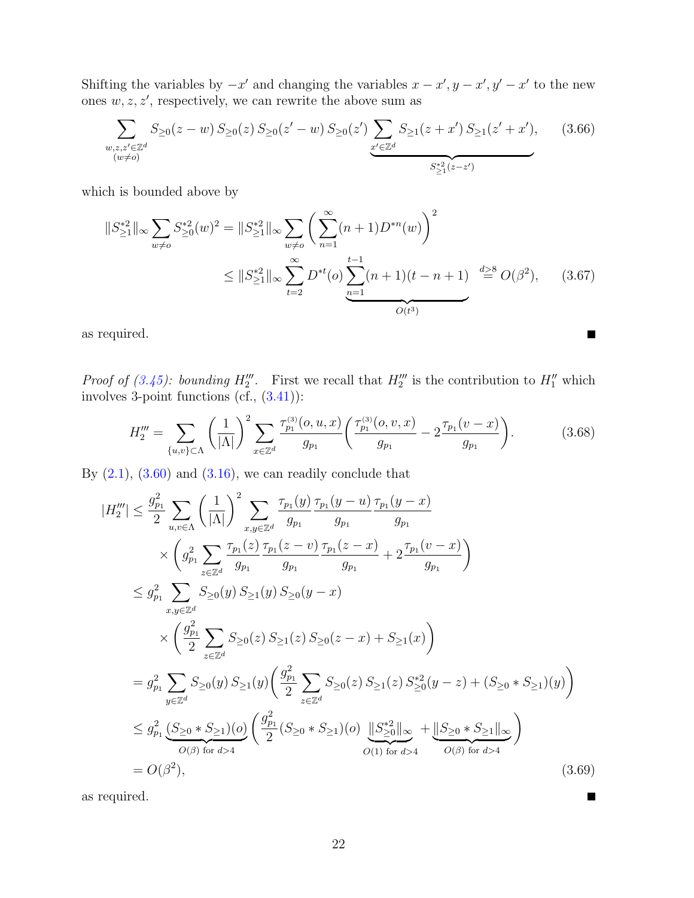Shifting the variables by $-x'$ and changing the variables $x - x', y - x', y' - x'$ to the new ones $w, z, z'$, respectively, we can rewrite the above sum as

$$\sum_{\substack{w,z,z'\in\mathbb{Z}^d \\ (w\neq o)}} S_{\geq 0}(z-w)\, S_{\geq 0}(z)\, S_{\geq 0}(z'-w)\, S_{\geq 0}(z') \underbrace{\sum_{x'\in\mathbb{Z}^d} S_{\geq 1}(z+x')\, S_{\geq 1}(z'+x')}_{S_{\geq 1}^{*2}(z-z')}, \tag{3.66}$$

which is bounded above by

$$\begin{aligned} \|S_{\geq 1}^{*2}\|_\infty \sum_{w\neq o} S_{\geq 0}^{*2}(w)^2 &= \|S_{\geq 1}^{*2}\|_\infty \sum_{w\neq o} \bigg(\sum_{n=1}^{\infty}(n+1)D^{*n}(w)\bigg)^2 \\ &\leq \|S_{\geq 1}^{*2}\|_\infty \sum_{t=2}^{\infty} D^{*t}(o) \underbrace{\sum_{n=1}^{t-1}(n+1)(t-n+1)}_{O(t^3)} \overset{d\geq 8}{=} O(\beta^2), \end{aligned} \tag{3.67}$$

as required. ■

*Proof of (3.45): bounding $H_2'''$.* First we recall that $H_2'''$ is the contribution to $H_1''$ which involves 3-point functions (cf., (3.41)):

$$H_2''' = \sum_{\{u,v\}\subset\Lambda} \bigg(\frac{1}{|\Lambda|}\bigg)^2 \sum_{x\in\mathbb{Z}^d} \frac{\tau_{p_1}^{(3)}(o,u,x)}{g_{p_1}}\bigg(\frac{\tau_{p_1}^{(3)}(o,v,x)}{g_{p_1}} - 2\frac{\tau_{p_1}(v-x)}{g_{p_1}}\bigg). \tag{3.68}$$

By (2.1), (3.60) and (3.16), we can readily conclude that

$$\begin{aligned} |H_2'''| &\leq \frac{g_{p_1}^2}{2} \sum_{u,v\in\Lambda} \bigg(\frac{1}{|\Lambda|}\bigg)^2 \sum_{x,y\in\mathbb{Z}^d} \frac{\tau_{p_1}(y)}{g_{p_1}} \frac{\tau_{p_1}(y-u)}{g_{p_1}} \frac{\tau_{p_1}(y-x)}{g_{p_1}} \\ &\qquad \times \bigg(g_{p_1}^2 \sum_{z\in\mathbb{Z}^d} \frac{\tau_{p_1}(z)}{g_{p_1}} \frac{\tau_{p_1}(z-v)}{g_{p_1}} \frac{\tau_{p_1}(z-x)}{g_{p_1}} + 2\frac{\tau_{p_1}(v-x)}{g_{p_1}}\bigg) \\ &\leq g_{p_1}^2 \sum_{x,y\in\mathbb{Z}^d} S_{\geq 0}(y)\, S_{\geq 1}(y)\, S_{\geq 0}(y-x) \\ &\qquad \times \bigg(\frac{g_{p_1}^2}{2} \sum_{z\in\mathbb{Z}^d} S_{\geq 0}(z)\, S_{\geq 1}(z)\, S_{\geq 0}(z-x) + S_{\geq 1}(x)\bigg) \\ &= g_{p_1}^2 \sum_{y\in\mathbb{Z}^d} S_{\geq 0}(y)\, S_{\geq 1}(y) \bigg(\frac{g_{p_1}^2}{2} \sum_{z\in\mathbb{Z}^d} S_{\geq 0}(z)\, S_{\geq 1}(z)\, S_{\geq 0}^{*2}(y-z) + (S_{\geq 0} * S_{\geq 1})(y)\bigg) \\ &\leq g_{p_1}^2 \underbrace{(S_{\geq 0} * S_{\geq 1})(o)}_{O(\beta) \text{ for } d>4} \bigg(\frac{g_{p_1}^2}{2}(S_{\geq 0} * S_{\geq 1})(o) \underbrace{\|S_{\geq 0}^{*2}\|_\infty}_{O(1) \text{ for } d>4} + \underbrace{\|S_{\geq 0} * S_{\geq 1}\|_\infty}_{O(\beta) \text{ for } d>4}\bigg) \\ &= O(\beta^2), \end{aligned} \tag{3.69}$$

as required. ■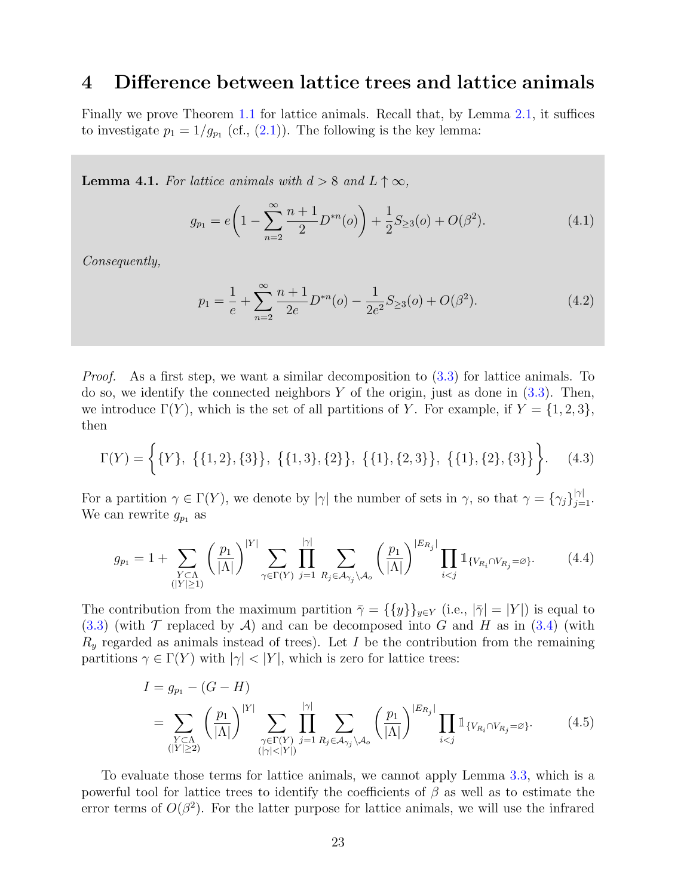# 4 Difference between lattice trees and lattice animals

Finally we prove Theorem 1.1 for lattice animals. Recall that, by Lemma 2.1, it suffices to investigate $p_1 = 1/g_{p_1}$ (cf., (2.1)). The following is the key lemma:

**Lemma 4.1.** *For lattice animals with $d > 8$ and $L \uparrow \infty$,*

$$g_{p_1} = e\bigg(1 - \sum_{n=2}^{\infty} \frac{n+1}{2} D^{*n}(o)\bigg) + \frac{1}{2} S_{\geq 3}(o) + O(\beta^2). \tag{4.1}$$

*Consequently,*

$$p_1 = \frac{1}{e} + \sum_{n=2}^{\infty} \frac{n+1}{2e} D^{*n}(o) - \frac{1}{2e^2} S_{\geq 3}(o) + O(\beta^2). \tag{4.2}$$

*Proof.* As a first step, we want a similar decomposition to (3.3) for lattice animals. To do so, we identify the connected neighbors $Y$ of the origin, just as done in (3.3). Then, we introduce $\Gamma(Y)$, which is the set of all partitions of $Y$. For example, if $Y = \{1, 2, 3\}$, then

$$\Gamma(Y) = \bigg\{\{Y\},\ \{\{1,2\},\{3\}\},\ \{\{1,3\},\{2\}\},\ \{\{1\},\{2,3\}\},\ \{\{1\},\{2\},\{3\}\}\bigg\}. \tag{4.3}$$

For a partition $\gamma \in \Gamma(Y)$, we denote by $|\gamma|$ the number of sets in $\gamma$, so that $\gamma = \{\gamma_j\}_{j=1}^{|\gamma|}$. We can rewrite $g_{p_1}$ as

$$g_{p_1} = 1 + \sum_{\substack{Y \subset \Lambda \\ (|Y| \geq 1)}} \bigg(\frac{p_1}{|\Lambda|}\bigg)^{|Y|} \sum_{\gamma \in \Gamma(Y)} \prod_{j=1}^{|\gamma|} \sum_{R_j \in \mathcal{A}_{\gamma_j} \setminus \mathcal{A}_o} \bigg(\frac{p_1}{|\Lambda|}\bigg)^{|E_{R_j}|} \prod_{i<j} \mathbb{1}_{\{V_{R_i} \cap V_{R_j} = \varnothing\}}. \tag{4.4}$$

The contribution from the maximum partition $\bar{\gamma} = \{\{y\}\}_{y \in Y}$ (i.e., $|\bar{\gamma}| = |Y|$) is equal to (3.3) (with $\mathcal{T}$ replaced by $\mathcal{A}$) and can be decomposed into $G$ and $H$ as in (3.4) (with $R_y$ regarded as animals instead of trees). Let $I$ be the contribution from the remaining partitions $\gamma \in \Gamma(Y)$ with $|\gamma| < |Y|$, which is zero for lattice trees:

$$\begin{aligned} I &= g_{p_1} - (G - H) \\ &= \sum_{\substack{Y \subset \Lambda \\ (|Y| \geq 2)}} \bigg(\frac{p_1}{|\Lambda|}\bigg)^{|Y|} \sum_{\substack{\gamma \in \Gamma(Y) \\ (|\gamma| < |Y|)}} \prod_{j=1}^{|\gamma|} \sum_{R_j \in \mathcal{A}_{\gamma_j} \setminus \mathcal{A}_o} \bigg(\frac{p_1}{|\Lambda|}\bigg)^{|E_{R_j}|} \prod_{i<j} \mathbb{1}_{\{V_{R_i} \cap V_{R_j} = \varnothing\}}. \end{aligned} \tag{4.5}$$

To evaluate those terms for lattice animals, we cannot apply Lemma 3.3, which is a powerful tool for lattice trees to identify the coefficients of $\beta$ as well as to estimate the error terms of $O(\beta^2)$. For the latter purpose for lattice animals, we will use the infrared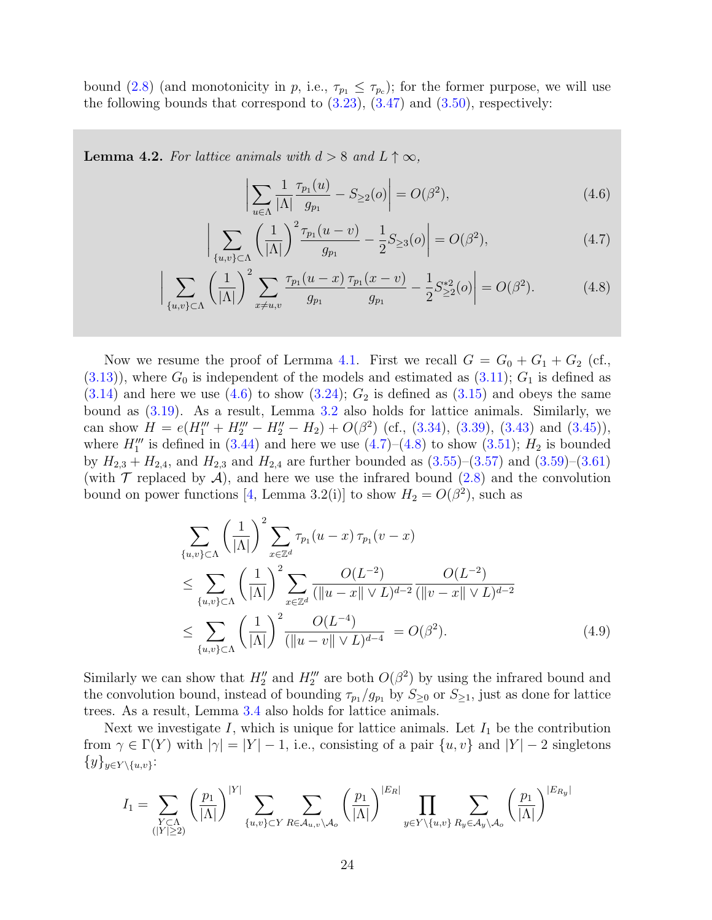bound (2.8) (and monotonicity in $p$, i.e., $\tau_{p_1} \le \tau_{p_c}$); for the former purpose, we will use the following bounds that correspond to (3.23), (3.47) and (3.50), respectively:

**Lemma 4.2.** *For lattice animals with $d > 8$ and $L \uparrow \infty$,*

$$\left| \sum_{u\in\Lambda} \frac{1}{|\Lambda|} \frac{\tau_{p_1}(u)}{g_{p_1}} - S_{\ge 2}(o) \right| = O(\beta^2), \tag{4.6}$$

$$\left| \sum_{\{u,v\}\subset\Lambda} \left(\frac{1}{|\Lambda|}\right)^2 \frac{\tau_{p_1}(u-v)}{g_{p_1}} - \frac{1}{2} S_{\ge 3}(o) \right| = O(\beta^2), \tag{4.7}$$

$$\left| \sum_{\{u,v\}\subset\Lambda} \left(\frac{1}{|\Lambda|}\right)^2 \sum_{x\ne u,v} \frac{\tau_{p_1}(u-x)}{g_{p_1}} \frac{\tau_{p_1}(x-v)}{g_{p_1}} - \frac{1}{2} S_{\ge 2}^{*2}(o) \right| = O(\beta^2). \tag{4.8}$$

Now we resume the proof of Lermma 4.1. First we recall $G = G_0 + G_1 + G_2$ (cf., (3.13)), where $G_0$ is independent of the models and estimated as (3.11); $G_1$ is defined as (3.14) and here we use (4.6) to show (3.24); $G_2$ is defined as (3.15) and obeys the same bound as (3.19). As a result, Lemma 3.2 also holds for lattice animals. Similarly, we can show $H = e(H_1''' + H_2''' - H_2'' - H_2) + O(\beta^2)$ (cf., (3.34), (3.39), (3.43) and (3.45)), where $H_1'''$ is defined in (3.44) and here we use (4.7)–(4.8) to show (3.51); $H_2$ is bounded by $H_{2,3} + H_{2,4}$, and $H_{2,3}$ and $H_{2,4}$ are further bounded as (3.55)–(3.57) and (3.59)–(3.61) (with $\mathcal{T}$ replaced by $\mathcal{A}$), and here we use the infrared bound (2.8) and the convolution bound on power functions [4, Lemma 3.2(i)] to show $H_2 = O(\beta^2)$, such as

$$\begin{aligned}
&\sum_{\{u,v\}\subset\Lambda} \left(\frac{1}{|\Lambda|}\right)^2 \sum_{x\in\mathbb{Z}^d} \tau_{p_1}(u-x)\,\tau_{p_1}(v-x) \\
&\le \sum_{\{u,v\}\subset\Lambda} \left(\frac{1}{|\Lambda|}\right)^2 \sum_{x\in\mathbb{Z}^d} \frac{O(L^{-2})}{(\|u-x\|\vee L)^{d-2}} \frac{O(L^{-2})}{(\|v-x\|\vee L)^{d-2}} \\
&\le \sum_{\{u,v\}\subset\Lambda} \left(\frac{1}{|\Lambda|}\right)^2 \frac{O(L^{-4})}{(\|u-v\|\vee L)^{d-4}} = O(\beta^2).
\end{aligned} \tag{4.9}$$

Similarly we can show that $H_2''$ and $H_2'''$ are both $O(\beta^2)$ by using the infrared bound and the convolution bound, instead of bounding $\tau_{p_1}/g_{p_1}$ by $S_{\ge 0}$ or $S_{\ge 1}$, just as done for lattice trees. As a result, Lemma 3.4 also holds for lattice animals.

Next we investigate $I$, which is unique for lattice animals. Let $I_1$ be the contribution from $\gamma \in \Gamma(Y)$ with $|\gamma| = |Y| - 1$, i.e., consisting of a pair $\{u,v\}$ and $|Y|-2$ singletons $\{y\}_{y\in Y\setminus\{u,v\}}$:

$$I_1 = \sum_{\substack{Y\subset\Lambda\\(|Y|\ge 2)}} \left(\frac{p_1}{|\Lambda|}\right)^{|Y|} \sum_{\{u,v\}\subset Y} \sum_{R\in\mathcal{A}_{u,v}\setminus\mathcal{A}_o} \left(\frac{p_1}{|\Lambda|}\right)^{|E_R|} \prod_{y\in Y\setminus\{u,v\}} \sum_{R_y\in\mathcal{A}_y\setminus\mathcal{A}_o} \left(\frac{p_1}{|\Lambda|}\right)^{|E_{R_y}|}$$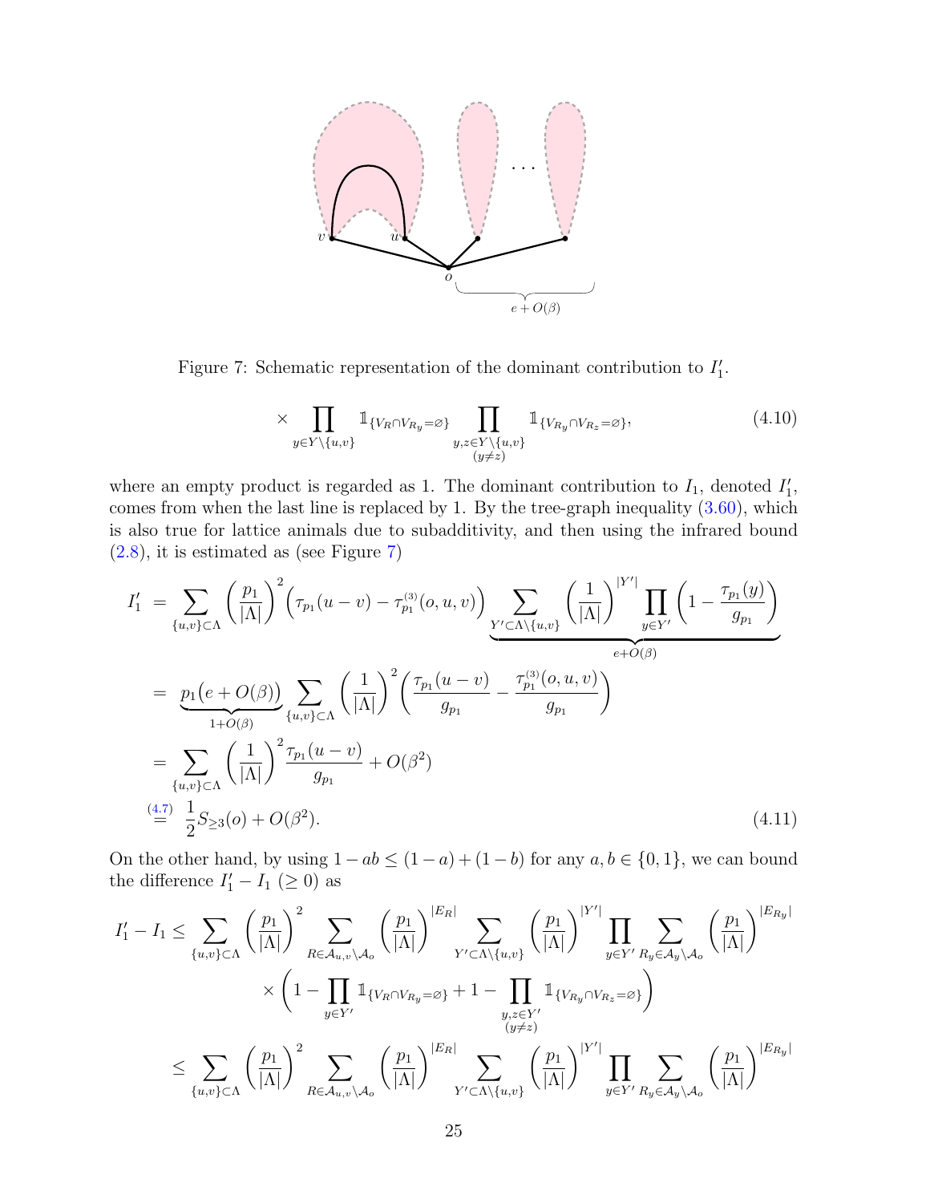Figure 7: Schematic representation of the dominant contribution to $I_1'$.

$$\times \prod_{y\in Y\setminus\{u,v\}} \mathbb{1}_{\{V_R\cap V_{R_y}=\varnothing\}} \prod_{\substack{y,z\in Y\setminus\{u,v\}\\(y\neq z)}} \mathbb{1}_{\{V_{R_y}\cap V_{R_z}=\varnothing\}}, \tag{4.10}$$

where an empty product is regarded as 1. The dominant contribution to $I_1$, denoted $I_1'$, comes from when the last line is replaced by 1. By the tree-graph inequality (3.60), which is also true for lattice animals due to subadditivity, and then using the infrared bound (2.8), it is estimated as (see Figure 7)

$$\begin{aligned}
I_1' &= \sum_{\{u,v\}\subset\Lambda} \bigg(\frac{p_1}{|\Lambda|}\bigg)^2 \Big(\tau_{p_1}(u-v) - \tau_{p_1}^{(3)}(o,u,v)\Big) \underbrace{\sum_{Y'\subset\Lambda\setminus\{u,v\}} \bigg(\frac{1}{|\Lambda|}\bigg)^{|Y'|} \prod_{y\in Y'} \bigg(1-\frac{\tau_{p_1}(y)}{g_{p_1}}\bigg)}_{e+O(\beta)} \\
&= \underbrace{p_1\big(e+O(\beta)\big)}_{1+O(\beta)} \sum_{\{u,v\}\subset\Lambda} \bigg(\frac{1}{|\Lambda|}\bigg)^2 \bigg(\frac{\tau_{p_1}(u-v)}{g_{p_1}} - \frac{\tau_{p_1}^{(3)}(o,u,v)}{g_{p_1}}\bigg) \\
&= \sum_{\{u,v\}\subset\Lambda} \bigg(\frac{1}{|\Lambda|}\bigg)^2 \frac{\tau_{p_1}(u-v)}{g_{p_1}} + O(\beta^2) \\
&\overset{(4.7)}{=} \frac{1}{2} S_{\geq 3}(o) + O(\beta^2).
\end{aligned} \tag{4.11}$$

On the other hand, by using $1-ab \leq (1-a)+(1-b)$ for any $a,b\in\{0,1\}$, we can bound the difference $I_1'-I_1$ $(\geq 0)$ as

$$\begin{aligned}
I_1'-I_1 \leq& \sum_{\{u,v\}\subset\Lambda} \bigg(\frac{p_1}{|\Lambda|}\bigg)^2 \sum_{R\in\mathcal{A}_{u,v}\setminus\mathcal{A}_o} \bigg(\frac{p_1}{|\Lambda|}\bigg)^{|E_R|} \sum_{Y'\subset\Lambda\setminus\{u,v\}} \bigg(\frac{p_1}{|\Lambda|}\bigg)^{|Y'|} \prod_{y\in Y'} \sum_{R_y\in\mathcal{A}_y\setminus\mathcal{A}_o} \bigg(\frac{p_1}{|\Lambda|}\bigg)^{|E_{R_y}|} \\
&\times \Bigg(1-\prod_{y\in Y'} \mathbb{1}_{\{V_R\cap V_{R_y}=\varnothing\}} + 1 - \prod_{\substack{y,z\in Y'\\(y\neq z)}} \mathbb{1}_{\{V_{R_y}\cap V_{R_z}=\varnothing\}}\Bigg) \\
\leq& \sum_{\{u,v\}\subset\Lambda} \bigg(\frac{p_1}{|\Lambda|}\bigg)^2 \sum_{R\in\mathcal{A}_{u,v}\setminus\mathcal{A}_o} \bigg(\frac{p_1}{|\Lambda|}\bigg)^{|E_R|} \sum_{Y'\subset\Lambda\setminus\{u,v\}} \bigg(\frac{p_1}{|\Lambda|}\bigg)^{|Y'|} \prod_{y\in Y'} \sum_{R_y\in\mathcal{A}_y\setminus\mathcal{A}_o} \bigg(\frac{p_1}{|\Lambda|}\bigg)^{|E_{R_y}|}
\end{aligned}$$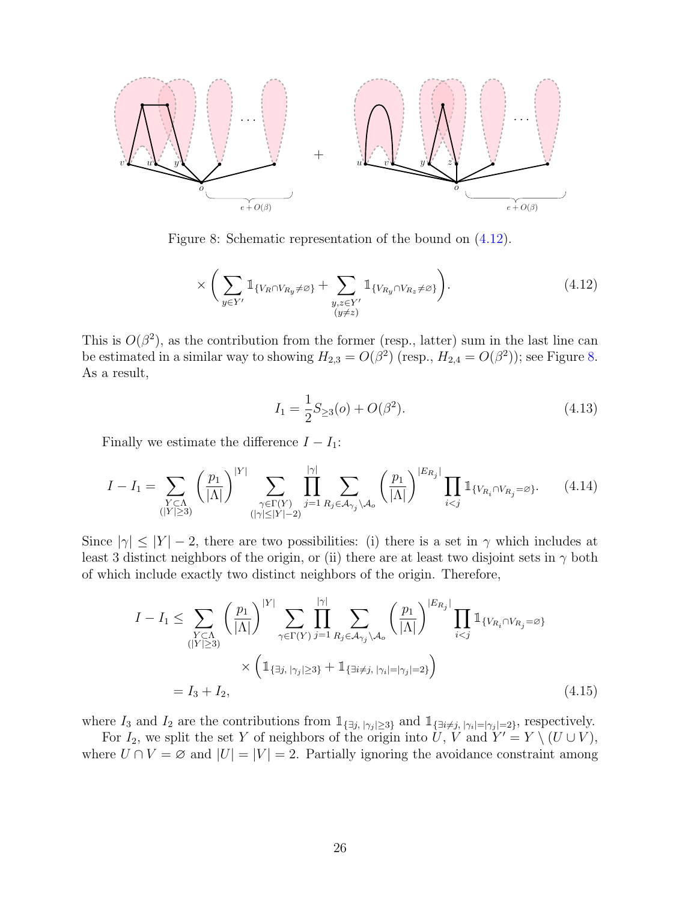Figure 8: Schematic representation of the bound on (4.12).

$$\times \Bigg( \sum_{y \in Y'} \mathbb{1}_{\{V_R \cap V_{R_y} \neq \varnothing\}} + \sum_{\substack{y,z \in Y' \\ (y \neq z)}} \mathbb{1}_{\{V_{R_y} \cap V_{R_z} \neq \varnothing\}} \Bigg). \tag{4.12}$$

This is $O(\beta^2)$, as the contribution from the former (resp., latter) sum in the last line can be estimated in a similar way to showing $H_{2,3} = O(\beta^2)$ (resp., $H_{2,4} = O(\beta^2)$); see Figure 8. As a result,

$$I_1 = \frac{1}{2} S_{\geq 3}(o) + O(\beta^2). \tag{4.13}$$

Finally we estimate the difference $I - I_1$:

$$I - I_1 = \sum_{\substack{Y \subset \Lambda \\ (|Y| \geq 3)}} \left( \frac{p_1}{|\Lambda|} \right)^{|Y|} \sum_{\substack{\gamma \in \Gamma(Y) \\ (|\gamma| \leq |Y|-2)}} \prod_{j=1}^{|\gamma|} \sum_{R_j \in \mathcal{A}_{\gamma_j} \setminus \mathcal{A}_o} \left( \frac{p_1}{|\Lambda|} \right)^{|E_{R_j}|} \prod_{i<j} \mathbb{1}_{\{V_{R_i} \cap V_{R_j} = \varnothing\}}. \tag{4.14}$$

Since $|\gamma| \leq |Y| - 2$, there are two possibilities: (i) there is a set in $\gamma$ which includes at least 3 distinct neighbors of the origin, or (ii) there are at least two disjoint sets in $\gamma$ both of which include exactly two distinct neighbors of the origin. Therefore,

$$\begin{aligned} I - I_1 &\leq \sum_{\substack{Y \subset \Lambda \\ (|Y| \geq 3)}} \left( \frac{p_1}{|\Lambda|} \right)^{|Y|} \sum_{\gamma \in \Gamma(Y)} \prod_{j=1}^{|\gamma|} \sum_{R_j \in \mathcal{A}_{\gamma_j} \setminus \mathcal{A}_o} \left( \frac{p_1}{|\Lambda|} \right)^{|E_{R_j}|} \prod_{i<j} \mathbb{1}_{\{V_{R_i} \cap V_{R_j} = \varnothing\}} \\ &\qquad \times \Big( \mathbb{1}_{\{\exists j, \, |\gamma_j| \geq 3\}} + \mathbb{1}_{\{\exists i \neq j, \, |\gamma_i| = |\gamma_j| = 2\}} \Big) \\ &= I_3 + I_2, \end{aligned} \tag{4.15}$$

where $I_3$ and $I_2$ are the contributions from $\mathbb{1}_{\{\exists j, \, |\gamma_j| \geq 3\}}$ and $\mathbb{1}_{\{\exists i \neq j, \, |\gamma_i| = |\gamma_j| = 2\}}$, respectively.

For $I_2$, we split the set $Y$ of neighbors of the origin into $U$, $V$ and $Y' = Y \setminus (U \cup V)$, where $U \cap V = \varnothing$ and $|U| = |V| = 2$. Partially ignoring the avoidance constraint among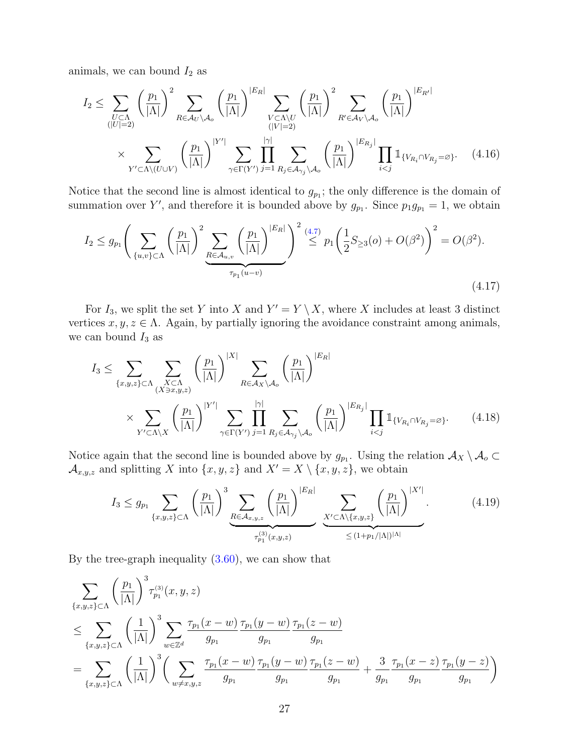animals, we can bound $I_2$ as

$$
\begin{aligned}
I_2 \le \sum_{\substack{U\subset\Lambda\\(|U|=2)}} \left(\frac{p_1}{|\Lambda|}\right)^2 \sum_{R\in\mathcal{A}_U\setminus\mathcal{A}_o} \left(\frac{p_1}{|\Lambda|}\right)^{|E_R|} \sum_{\substack{V\subset\Lambda\setminus U\\(|V|=2)}} \left(\frac{p_1}{|\Lambda|}\right)^2 \sum_{R'\in\mathcal{A}_V\setminus\mathcal{A}_o} \left(\frac{p_1}{|\Lambda|}\right)^{|E_{R'}|} \\
\times \sum_{Y'\subset\Lambda\setminus(U\cup V)} \left(\frac{p_1}{|\Lambda|}\right)^{|Y'|} \sum_{\gamma\in\Gamma(Y')} \prod_{j=1}^{|\gamma|} \sum_{R_j\in\mathcal{A}_{\gamma_j}\setminus\mathcal{A}_o} \left(\frac{p_1}{|\Lambda|}\right)^{|E_{R_j}|} \prod_{i<j} \mathbb{1}_{\{V_{R_i}\cap V_{R_j}=\varnothing\}}.
\end{aligned}
\tag{4.16}
$$

Notice that the second line is almost identical to $g_{p_1}$; the only difference is the domain of summation over $Y'$, and therefore it is bounded above by $g_{p_1}$. Since $p_1 g_{p_1} = 1$, we obtain

$$
I_2 \le g_{p_1}\Bigg( \sum_{\{u,v\}\subset\Lambda} \left(\frac{p_1}{|\Lambda|}\right)^2 \underbrace{\sum_{R\in\mathcal{A}_{u,v}} \left(\frac{p_1}{|\Lambda|}\right)^{|E_R|}}_{\tau_{p_1}(u-v)} \Bigg)^2 \overset{(4.7)}{\le} p_1 \left(\frac{1}{2} S_{\ge 3}(o) + O(\beta^2)\right)^2 = O(\beta^2).
\tag{4.17}
$$

For $I_3$, we split the set $Y$ into $X$ and $Y' = Y\setminus X$, where $X$ includes at least 3 distinct vertices $x, y, z \in \Lambda$. Again, by partially ignoring the avoidance constraint among animals, we can bound $I_3$ as

$$
\begin{aligned}
I_3 \le \sum_{\{x,y,z\}\subset\Lambda} \sum_{\substack{X\subset\Lambda\\(X\ni x,y,z)}} \left(\frac{p_1}{|\Lambda|}\right)^{|X|} \sum_{R\in\mathcal{A}_X\setminus\mathcal{A}_o} \left(\frac{p_1}{|\Lambda|}\right)^{|E_R|} \\
\times \sum_{Y'\subset\Lambda\setminus X} \left(\frac{p_1}{|\Lambda|}\right)^{|Y'|} \sum_{\gamma\in\Gamma(Y')} \prod_{j=1}^{|\gamma|} \sum_{R_j\in\mathcal{A}_{\gamma_j}\setminus\mathcal{A}_o} \left(\frac{p_1}{|\Lambda|}\right)^{|E_{R_j}|} \prod_{i<j} \mathbb{1}_{\{V_{R_i}\cap V_{R_j}=\varnothing\}}.
\end{aligned}
\tag{4.18}
$$

Notice again that the second line is bounded above by $g_{p_1}$. Using the relation $\mathcal{A}_X\setminus\mathcal{A}_o \subset \mathcal{A}_{x,y,z}$ and splitting $X$ into $\{x,y,z\}$ and $X' = X\setminus\{x,y,z\}$, we obtain

$$
I_3 \le g_{p_1} \sum_{\{x,y,z\}\subset\Lambda} \left(\frac{p_1}{|\Lambda|}\right)^3 \underbrace{\sum_{R\in\mathcal{A}_{x,y,z}} \left(\frac{p_1}{|\Lambda|}\right)^{|E_R|}}_{\tau^{(3)}_{p_1}(x,y,z)} \underbrace{\sum_{X'\subset\Lambda\setminus\{x,y,z\}} \left(\frac{p_1}{|\Lambda|}\right)^{|X'|}}_{\le (1+p_1/|\Lambda|)^{|\Lambda|}}.
\tag{4.19}
$$

By the tree-graph inequality (3.60), we can show that

$$
\begin{aligned}
&\sum_{\{x,y,z\}\subset\Lambda} \left(\frac{p_1}{|\Lambda|}\right)^3 \tau^{(3)}_{p_1}(x,y,z) \\
&\le \sum_{\{x,y,z\}\subset\Lambda} \left(\frac{1}{|\Lambda|}\right)^3 \sum_{w\in\mathbb{Z}^d} \frac{\tau_{p_1}(x-w)}{g_{p_1}} \frac{\tau_{p_1}(y-w)}{g_{p_1}} \frac{\tau_{p_1}(z-w)}{g_{p_1}} \\
&= \sum_{\{x,y,z\}\subset\Lambda} \left(\frac{1}{|\Lambda|}\right)^3 \Bigg( \sum_{w\ne x,y,z} \frac{\tau_{p_1}(x-w)}{g_{p_1}} \frac{\tau_{p_1}(y-w)}{g_{p_1}} \frac{\tau_{p_1}(z-w)}{g_{p_1}} + \frac{3}{g_{p_1}} \frac{\tau_{p_1}(x-z)}{g_{p_1}} \frac{\tau_{p_1}(y-z)}{g_{p_1}} \Bigg)
\end{aligned}
$$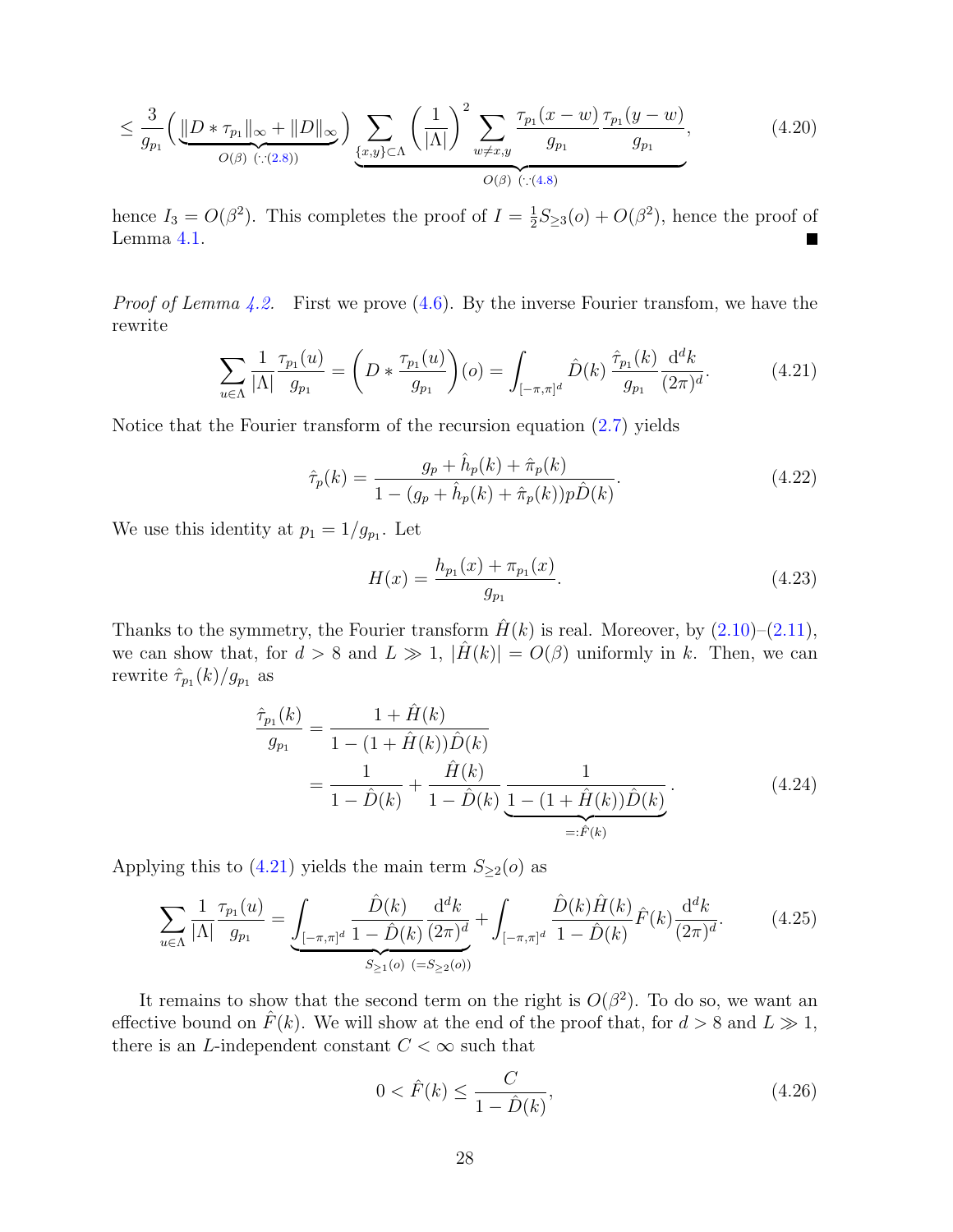$$\leq \frac{3}{g_{p_1}} \Big( \underbrace{\|D * \tau_{p_1}\|_\infty + \|D\|_\infty}_{O(\beta)\ (\because(2.8))} \Big) \underbrace{\sum_{\{x,y\}\subset\Lambda} \left(\frac{1}{|\Lambda|}\right)^2 \sum_{w\neq x,y} \frac{\tau_{p_1}(x-w)}{g_{p_1}} \frac{\tau_{p_1}(y-w)}{g_{p_1}}}_{O(\beta)\ (\because(4.8))}, \tag{4.20}$$

hence $I_3 = O(\beta^2)$. This completes the proof of $I = \frac{1}{2}S_{\geq 3}(o) + O(\beta^2)$, hence the proof of Lemma 4.1. ∎

*Proof of Lemma 4.2.* First we prove (4.6). By the inverse Fourier transfom, we have the rewrite

$$\sum_{u\in\Lambda} \frac{1}{|\Lambda|} \frac{\tau_{p_1}(u)}{g_{p_1}} = \left(D * \frac{\tau_{p_1}(u)}{g_{p_1}}\right)(o) = \int_{[-\pi,\pi]^d} \hat{D}(k)\, \frac{\hat{\tau}_{p_1}(k)}{g_{p_1}} \frac{\mathrm{d}^d k}{(2\pi)^d}. \tag{4.21}$$

Notice that the Fourier transform of the recursion equation (2.7) yields

$$\hat{\tau}_p(k) = \frac{g_p + \hat{h}_p(k) + \hat{\pi}_p(k)}{1 - (g_p + \hat{h}_p(k) + \hat{\pi}_p(k))p\hat{D}(k)}. \tag{4.22}$$

We use this identity at $p_1 = 1/g_{p_1}$. Let

$$H(x) = \frac{h_{p_1}(x) + \pi_{p_1}(x)}{g_{p_1}}. \tag{4.23}$$

Thanks to the symmetry, the Fourier transform $\hat{H}(k)$ is real. Moreover, by (2.10)–(2.11), we can show that, for $d > 8$ and $L \gg 1$, $|\hat{H}(k)| = O(\beta)$ uniformly in $k$. Then, we can rewrite $\hat{\tau}_{p_1}(k)/g_{p_1}$ as

$$\begin{aligned}
\frac{\hat{\tau}_{p_1}(k)}{g_{p_1}} &= \frac{1 + \hat{H}(k)}{1 - (1 + \hat{H}(k))\hat{D}(k)} \\
&= \frac{1}{1 - \hat{D}(k)} + \frac{\hat{H}(k)}{1 - \hat{D}(k)} \underbrace{\frac{1}{1 - (1 + \hat{H}(k))\hat{D}(k)}}_{=:\hat{F}(k)}.
\end{aligned} \tag{4.24}$$

Applying this to (4.21) yields the main term $S_{\geq 2}(o)$ as

$$\sum_{u\in\Lambda} \frac{1}{|\Lambda|} \frac{\tau_{p_1}(u)}{g_{p_1}} = \underbrace{\int_{[-\pi,\pi]^d} \frac{\hat{D}(k)}{1 - \hat{D}(k)} \frac{\mathrm{d}^d k}{(2\pi)^d}}_{S_{\geq 1}(o)\ (=S_{\geq 2}(o))} + \int_{[-\pi,\pi]^d} \frac{\hat{D}(k)\hat{H}(k)}{1 - \hat{D}(k)} \hat{F}(k) \frac{\mathrm{d}^d k}{(2\pi)^d}. \tag{4.25}$$

It remains to show that the second term on the right is $O(\beta^2)$. To do so, we want an effective bound on $\hat{F}(k)$. We will show at the end of the proof that, for $d > 8$ and $L \gg 1$, there is an $L$-independent constant $C < \infty$ such that

$$0 < \hat{F}(k) \leq \frac{C}{1 - \hat{D}(k)}, \tag{4.26}$$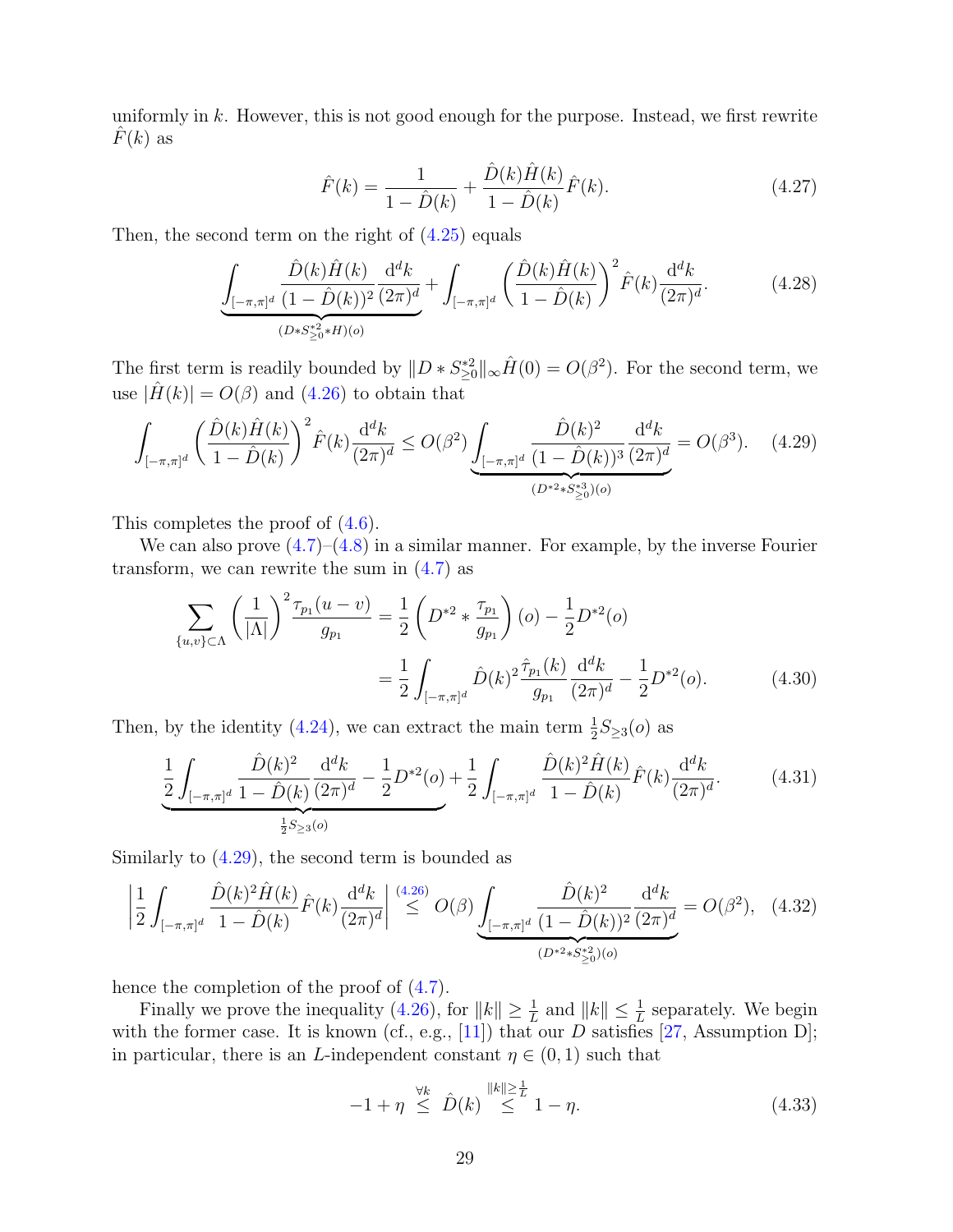uniformly in $k$. However, this is not good enough for the purpose. Instead, we first rewrite $\hat{F}(k)$ as

$$\hat{F}(k) = \frac{1}{1-\hat{D}(k)} + \frac{\hat{D}(k)\hat{H}(k)}{1-\hat{D}(k)}\hat{F}(k). \tag{4.27}$$

Then, the second term on the right of (4.25) equals

$$\underbrace{\int_{[-\pi,\pi]^d} \frac{\hat{D}(k)\hat{H}(k)}{(1-\hat{D}(k))^2}\frac{\mathrm{d}^d k}{(2\pi)^d}}_{(D*S_{\geq 0}^{*2}*H)(o)} + \int_{[-\pi,\pi]^d}\left(\frac{\hat{D}(k)\hat{H}(k)}{1-\hat{D}(k)}\right)^2 \hat{F}(k)\frac{\mathrm{d}^d k}{(2\pi)^d}. \tag{4.28}$$

The first term is readily bounded by $\|D*S_{\geq 0}^{*2}\|_\infty \hat{H}(0) = O(\beta^2)$. For the second term, we use $|\hat{H}(k)| = O(\beta)$ and (4.26) to obtain that

$$\int_{[-\pi,\pi]^d}\left(\frac{\hat{D}(k)\hat{H}(k)}{1-\hat{D}(k)}\right)^2 \hat{F}(k)\frac{\mathrm{d}^d k}{(2\pi)^d} \leq O(\beta^2)\underbrace{\int_{[-\pi,\pi]^d}\frac{\hat{D}(k)^2}{(1-\hat{D}(k))^3}\frac{\mathrm{d}^d k}{(2\pi)^d}}_{(D^{*2}*S_{\geq 0}^{*3})(o)} = O(\beta^3). \tag{4.29}$$

This completes the proof of (4.6).

We can also prove (4.7)–(4.8) in a similar manner. For example, by the inverse Fourier transform, we can rewrite the sum in (4.7) as

$$\begin{aligned}\sum_{\{u,v\}\subset\Lambda}\left(\frac{1}{|\Lambda|}\right)^2\frac{\tau_{p_1}(u-v)}{g_{p_1}} &= \frac{1}{2}\left(D^{*2}*\frac{\tau_{p_1}}{g_{p_1}}\right)(o) - \frac{1}{2}D^{*2}(o)\\ &= \frac{1}{2}\int_{[-\pi,\pi]^d}\hat{D}(k)^2\frac{\hat{\tau}_{p_1}(k)}{g_{p_1}}\frac{\mathrm{d}^d k}{(2\pi)^d} - \frac{1}{2}D^{*2}(o).\end{aligned} \tag{4.30}$$

Then, by the identity (4.24), we can extract the main term $\frac{1}{2}S_{\geq 3}(o)$ as

$$\underbrace{\frac{1}{2}\int_{[-\pi,\pi]^d}\frac{\hat{D}(k)^2}{1-\hat{D}(k)}\frac{\mathrm{d}^d k}{(2\pi)^d} - \frac{1}{2}D^{*2}(o)}_{\frac{1}{2}S_{\geq 3}(o)} + \frac{1}{2}\int_{[-\pi,\pi]^d}\frac{\hat{D}(k)^2\hat{H}(k)}{1-\hat{D}(k)}\hat{F}(k)\frac{\mathrm{d}^d k}{(2\pi)^d}. \tag{4.31}$$

Similarly to (4.29), the second term is bounded as

$$\left|\frac{1}{2}\int_{[-\pi,\pi]^d}\frac{\hat{D}(k)^2\hat{H}(k)}{1-\hat{D}(k)}\hat{F}(k)\frac{\mathrm{d}^d k}{(2\pi)^d}\right| \stackrel{(4.26)}{\leq} O(\beta)\underbrace{\int_{[-\pi,\pi]^d}\frac{\hat{D}(k)^2}{(1-\hat{D}(k))^2}\frac{\mathrm{d}^d k}{(2\pi)^d}}_{(D^{*2}*S_{\geq 0}^{*2})(o)} = O(\beta^2), \tag{4.32}$$

hence the completion of the proof of (4.7).

Finally we prove the inequality (4.26), for $\|k\| \geq \frac{1}{L}$ and $\|k\| \leq \frac{1}{L}$ separately. We begin with the former case. It is known (cf., e.g., [11]) that our $D$ satisfies [27, Assumption D]; in particular, there is an $L$-independent constant $\eta \in (0,1)$ such that

$$-1+\eta \stackrel{\forall k}{\leq} \hat{D}(k) \stackrel{\|k\|\geq\frac{1}{L}}{\leq} 1-\eta. \tag{4.33}$$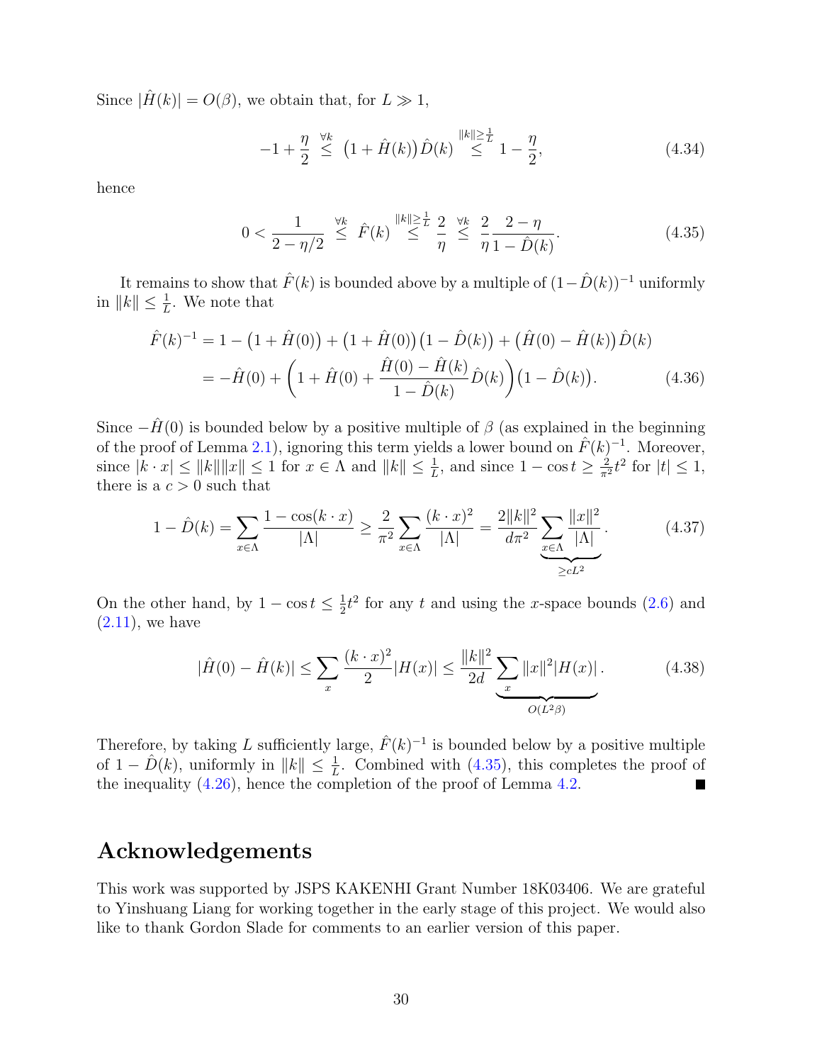Since $|\hat{H}(k)| = O(\beta)$, we obtain that, for $L \gg 1$,

$$-1 + \frac{\eta}{2} \overset{\forall k}{\leq} \big(1 + \hat{H}(k)\big)\hat{D}(k) \overset{\|k\|\geq \frac{1}{L}}{\leq} 1 - \frac{\eta}{2}, \tag{4.34}$$

hence

$$0 < \frac{1}{2 - \eta/2} \overset{\forall k}{\leq} \hat{F}(k) \overset{\|k\|\geq \frac{1}{L}}{\leq} \frac{2}{\eta} \overset{\forall k}{\leq} \frac{2}{\eta}\frac{2-\eta}{1-\hat{D}(k)}. \tag{4.35}$$

It remains to show that $\hat{F}(k)$ is bounded above by a multiple of $(1-\hat{D}(k))^{-1}$ uniformly in $\|k\| \leq \frac{1}{L}$. We note that

$$\begin{aligned}
\hat{F}(k)^{-1} &= 1 - \big(1 + \hat{H}(0)\big) + \big(1 + \hat{H}(0)\big)\big(1 - \hat{D}(k)\big) + \big(\hat{H}(0) - \hat{H}(k)\big)\hat{D}(k) \\
&= -\hat{H}(0) + \left(1 + \hat{H}(0) + \frac{\hat{H}(0) - \hat{H}(k)}{1 - \hat{D}(k)}\hat{D}(k)\right)\big(1 - \hat{D}(k)\big).
\end{aligned} \tag{4.36}$$

Since $-\hat{H}(0)$ is bounded below by a positive multiple of $\beta$ (as explained in the beginning of the proof of Lemma 2.1), ignoring this term yields a lower bound on $\hat{F}(k)^{-1}$. Moreover, since $|k \cdot x| \leq \|k\|\|x\| \leq 1$ for $x \in \Lambda$ and $\|k\| \leq \frac{1}{L}$, and since $1 - \cos t \geq \frac{2}{\pi^2}t^2$ for $|t| \leq 1$, there is a $c > 0$ such that

$$1 - \hat{D}(k) = \sum_{x\in\Lambda} \frac{1 - \cos(k\cdot x)}{|\Lambda|} \geq \frac{2}{\pi^2}\sum_{x\in\Lambda}\frac{(k\cdot x)^2}{|\Lambda|} = \frac{2\|k\|^2}{d\pi^2}\underbrace{\sum_{x\in\Lambda}\frac{\|x\|^2}{|\Lambda|}}_{\geq cL^2}. \tag{4.37}$$

On the other hand, by $1 - \cos t \leq \frac{1}{2}t^2$ for any $t$ and using the $x$-space bounds (2.6) and (2.11), we have

$$|\hat{H}(0) - \hat{H}(k)| \leq \sum_x \frac{(k\cdot x)^2}{2}|H(x)| \leq \frac{\|k\|^2}{2d}\underbrace{\sum_x \|x\|^2|H(x)|}_{O(L^2\beta)}. \tag{4.38}$$

Therefore, by taking $L$ sufficiently large, $\hat{F}(k)^{-1}$ is bounded below by a positive multiple of $1 - \hat{D}(k)$, uniformly in $\|k\| \leq \frac{1}{L}$. Combined with (4.35), this completes the proof of the inequality (4.26), hence the completion of the proof of Lemma 4.2. ∎

## Acknowledgements

This work was supported by JSPS KAKENHI Grant Number 18K03406. We are grateful to Yinshuang Liang for working together in the early stage of this project. We would also like to thank Gordon Slade for comments to an earlier version of this paper.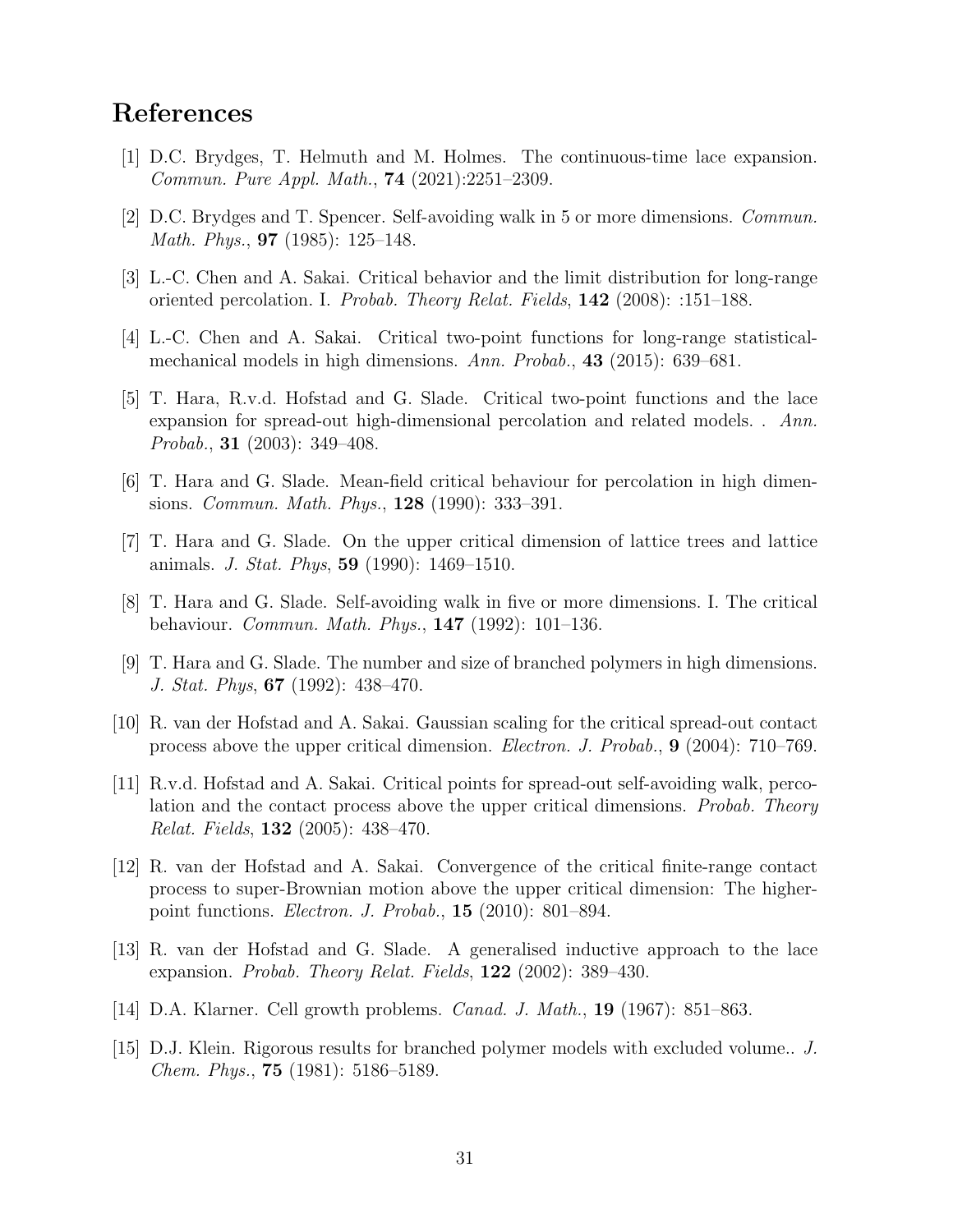# References

[1] D.C. Brydges, T. Helmuth and M. Holmes. The continuous-time lace expansion. *Commun. Pure Appl. Math.*, **74** (2021):2251–2309.

[2] D.C. Brydges and T. Spencer. Self-avoiding walk in 5 or more dimensions. *Commun. Math. Phys.*, **97** (1985): 125–148.

[3] L.-C. Chen and A. Sakai. Critical behavior and the limit distribution for long-range oriented percolation. I. *Probab. Theory Relat. Fields*, **142** (2008): :151–188.

[4] L.-C. Chen and A. Sakai. Critical two-point functions for long-range statistical-mechanical models in high dimensions. *Ann. Probab.*, **43** (2015): 639–681.

[5] T. Hara, R.v.d. Hofstad and G. Slade. Critical two-point functions and the lace expansion for spread-out high-dimensional percolation and related models. . *Ann. Probab.*, **31** (2003): 349–408.

[6] T. Hara and G. Slade. Mean-field critical behaviour for percolation in high dimensions. *Commun. Math. Phys.*, **128** (1990): 333–391.

[7] T. Hara and G. Slade. On the upper critical dimension of lattice trees and lattice animals. *J. Stat. Phys*, **59** (1990): 1469–1510.

[8] T. Hara and G. Slade. Self-avoiding walk in five or more dimensions. I. The critical behaviour. *Commun. Math. Phys.*, **147** (1992): 101–136.

[9] T. Hara and G. Slade. The number and size of branched polymers in high dimensions. *J. Stat. Phys*, **67** (1992): 438–470.

[10] R. van der Hofstad and A. Sakai. Gaussian scaling for the critical spread-out contact process above the upper critical dimension. *Electron. J. Probab.*, **9** (2004): 710–769.

[11] R.v.d. Hofstad and A. Sakai. Critical points for spread-out self-avoiding walk, percolation and the contact process above the upper critical dimensions. *Probab. Theory Relat. Fields*, **132** (2005): 438–470.

[12] R. van der Hofstad and A. Sakai. Convergence of the critical finite-range contact process to super-Brownian motion above the upper critical dimension: The higher-point functions. *Electron. J. Probab.*, **15** (2010): 801–894.

[13] R. van der Hofstad and G. Slade. A generalised inductive approach to the lace expansion. *Probab. Theory Relat. Fields*, **122** (2002): 389–430.

[14] D.A. Klarner. Cell growth problems. *Canad. J. Math.*, **19** (1967): 851–863.

[15] D.J. Klein. Rigorous results for branched polymer models with excluded volume.. *J. Chem. Phys.*, **75** (1981): 5186–5189.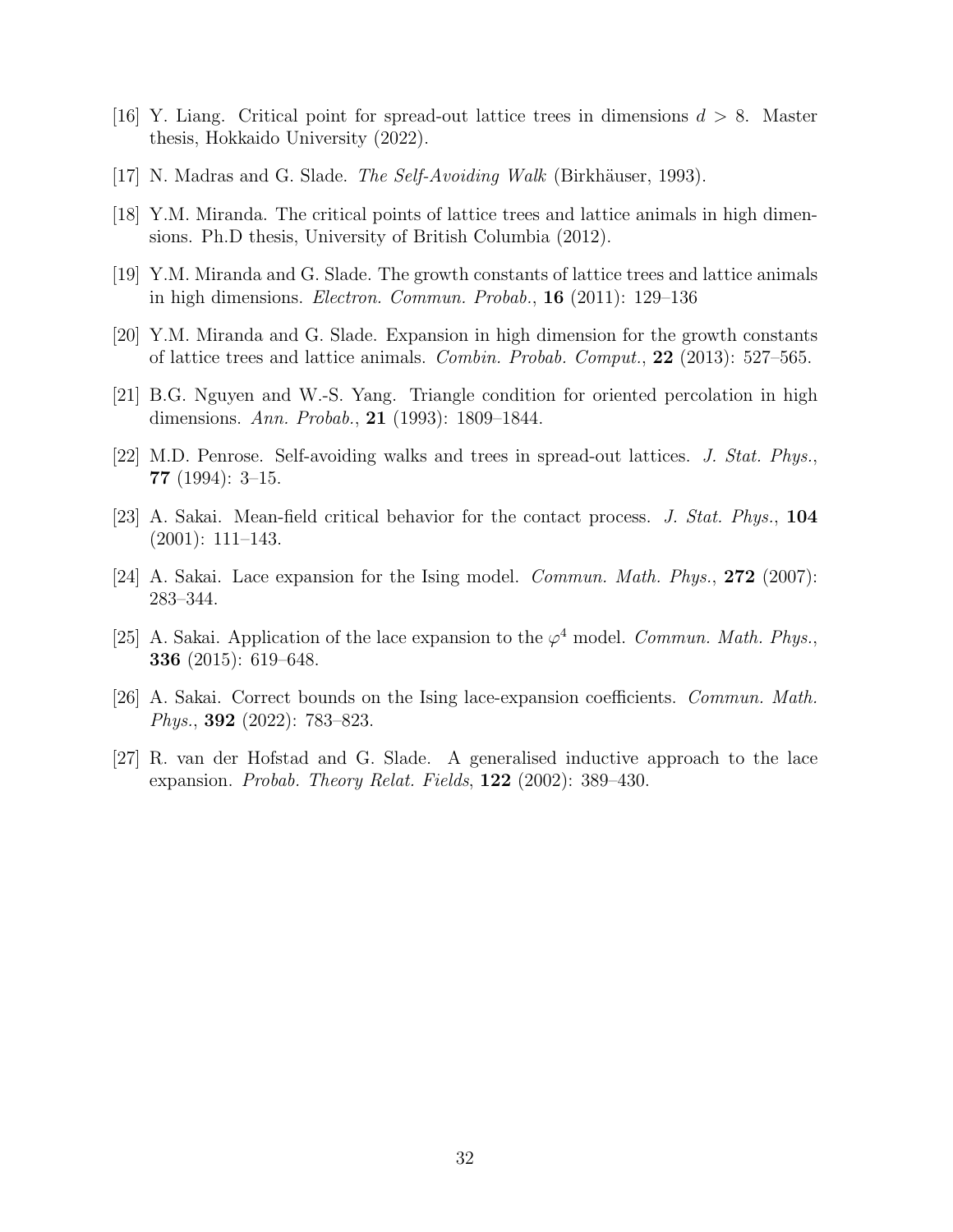[16] Y. Liang. Critical point for spread-out lattice trees in dimensions $d > 8$. Master thesis, Hokkaido University (2022).

[17] N. Madras and G. Slade. *The Self-Avoiding Walk* (Birkhäuser, 1993).

[18] Y.M. Miranda. The critical points of lattice trees and lattice animals in high dimensions. Ph.D thesis, University of British Columbia (2012).

[19] Y.M. Miranda and G. Slade. The growth constants of lattice trees and lattice animals in high dimensions. *Electron. Commun. Probab.*, **16** (2011): 129–136

[20] Y.M. Miranda and G. Slade. Expansion in high dimension for the growth constants of lattice trees and lattice animals. *Combin. Probab. Comput.*, **22** (2013): 527–565.

[21] B.G. Nguyen and W.-S. Yang. Triangle condition for oriented percolation in high dimensions. *Ann. Probab.*, **21** (1993): 1809–1844.

[22] M.D. Penrose. Self-avoiding walks and trees in spread-out lattices. *J. Stat. Phys.*, **77** (1994): 3–15.

[23] A. Sakai. Mean-field critical behavior for the contact process. *J. Stat. Phys.*, **104** (2001): 111–143.

[24] A. Sakai. Lace expansion for the Ising model. *Commun. Math. Phys.*, **272** (2007): 283–344.

[25] A. Sakai. Application of the lace expansion to the $\varphi^4$ model. *Commun. Math. Phys.*, **336** (2015): 619–648.

[26] A. Sakai. Correct bounds on the Ising lace-expansion coefficients. *Commun. Math. Phys.*, **392** (2022): 783–823.

[27] R. van der Hofstad and G. Slade. A generalised inductive approach to the lace expansion. *Probab. Theory Relat. Fields*, **122** (2002): 389–430.